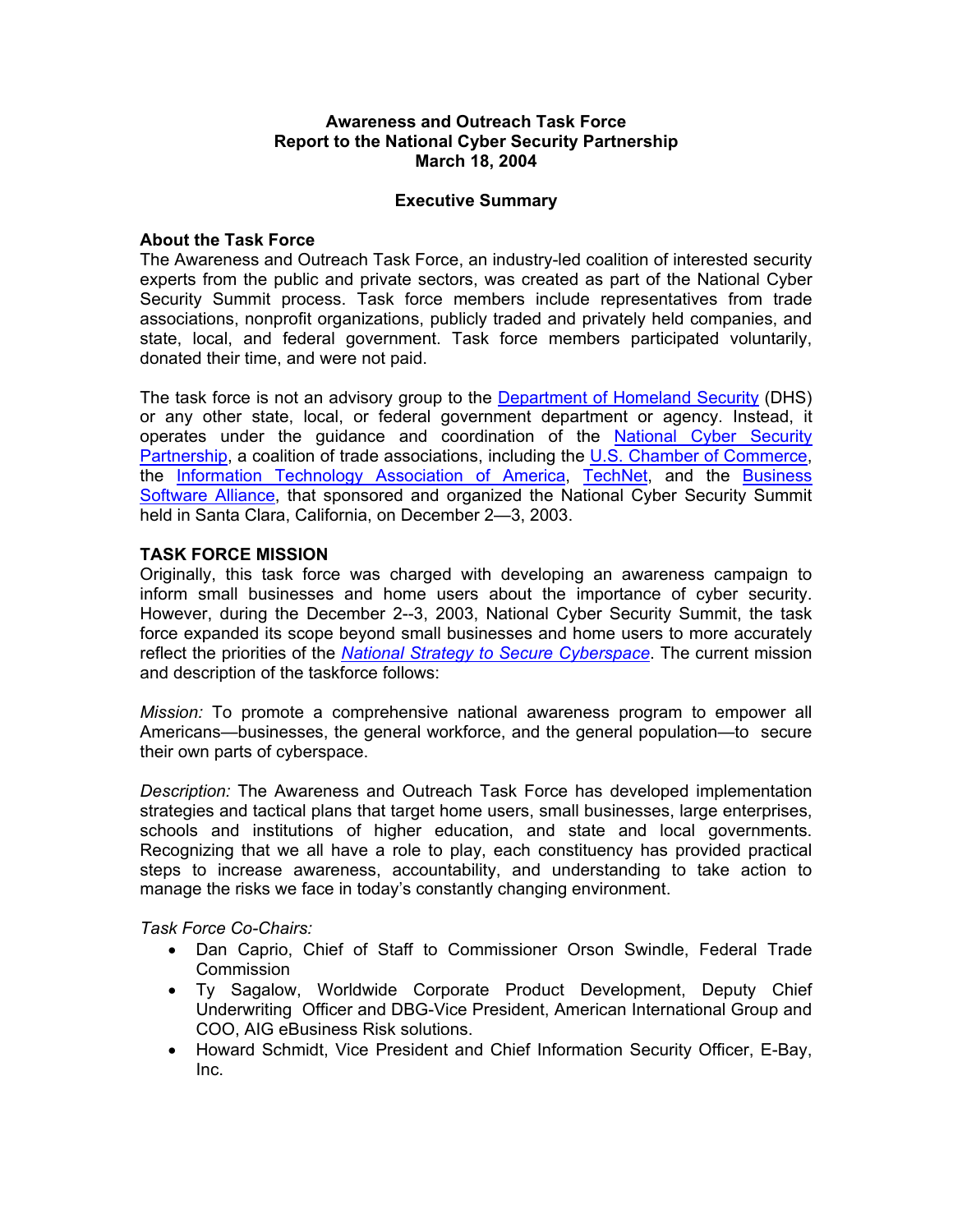# Awareness and Outreach Task Force
# Report to the National Cyber Security Partnership
# March 18, 2004

## Executive Summary

### About the Task Force

The Awareness and Outreach Task Force, an industry-led coalition of interested security experts from the public and private sectors, was created as part of the National Cyber Security Summit process. Task force members include representatives from trade associations, nonprofit organizations, publicly traded and privately held companies, and state, local, and federal government. Task force members participated voluntarily, donated their time, and were not paid.

The task force is not an advisory group to the Department of Homeland Security (DHS) or any other state, local, or federal government department or agency. Instead, it operates under the guidance and coordination of the National Cyber Security Partnership, a coalition of trade associations, including the U.S. Chamber of Commerce, the Information Technology Association of America, TechNet, and the Business Software Alliance, that sponsored and organized the National Cyber Security Summit held in Santa Clara, California, on December 2—3, 2003.

### TASK FORCE MISSION

Originally, this task force was charged with developing an awareness campaign to inform small businesses and home users about the importance of cyber security. However, during the December 2--3, 2003, National Cyber Security Summit, the task force expanded its scope beyond small businesses and home users to more accurately reflect the priorities of the *National Strategy to Secure Cyberspace*. The current mission and description of the taskforce follows:

*Mission:* To promote a comprehensive national awareness program to empower all Americans—businesses, the general workforce, and the general population—to secure their own parts of cyberspace.

*Description:* The Awareness and Outreach Task Force has developed implementation strategies and tactical plans that target home users, small businesses, large enterprises, schools and institutions of higher education, and state and local governments. Recognizing that we all have a role to play, each constituency has provided practical steps to increase awareness, accountability, and understanding to take action to manage the risks we face in today's constantly changing environment.

*Task Force Co-Chairs:*

- Dan Caprio, Chief of Staff to Commissioner Orson Swindle, Federal Trade Commission
- Ty Sagalow, Worldwide Corporate Product Development, Deputy Chief Underwriting Officer and DBG-Vice President, American International Group and COO, AIG eBusiness Risk solutions.
- Howard Schmidt, Vice President and Chief Information Security Officer, E-Bay, Inc.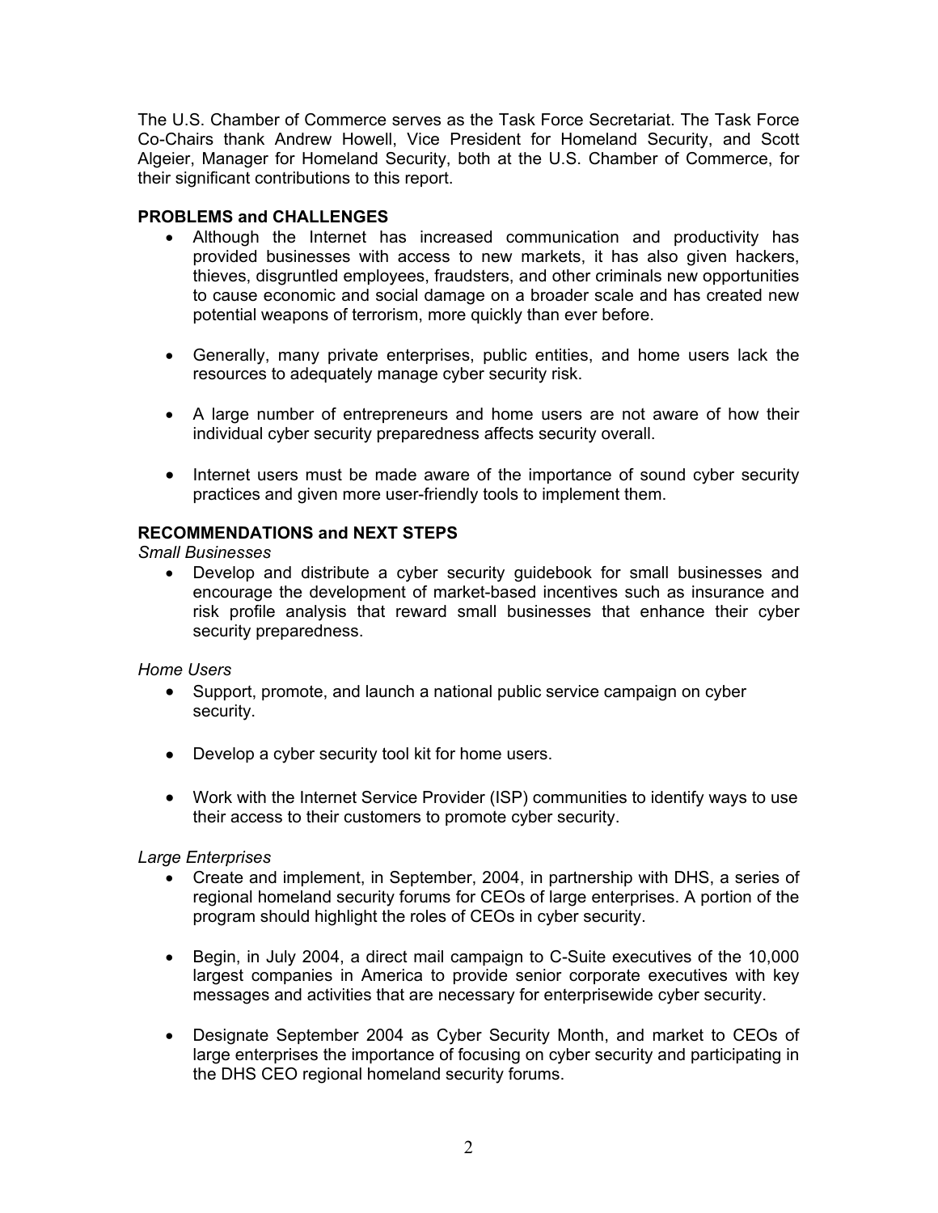The U.S. Chamber of Commerce serves as the Task Force Secretariat. The Task Force Co-Chairs thank Andrew Howell, Vice President for Homeland Security, and Scott Algeier, Manager for Homeland Security, both at the U.S. Chamber of Commerce, for their significant contributions to this report.

**PROBLEMS and CHALLENGES**

- Although the Internet has increased communication and productivity has provided businesses with access to new markets, it has also given hackers, thieves, disgruntled employees, fraudsters, and other criminals new opportunities to cause economic and social damage on a broader scale and has created new potential weapons of terrorism, more quickly than ever before.

- Generally, many private enterprises, public entities, and home users lack the resources to adequately manage cyber security risk.

- A large number of entrepreneurs and home users are not aware of how their individual cyber security preparedness affects security overall.

- Internet users must be made aware of the importance of sound cyber security practices and given more user-friendly tools to implement them.

**RECOMMENDATIONS and NEXT STEPS**

*Small Businesses*

- Develop and distribute a cyber security guidebook for small businesses and encourage the development of market-based incentives such as insurance and risk profile analysis that reward small businesses that enhance their cyber security preparedness.

*Home Users*

- Support, promote, and launch a national public service campaign on cyber security.

- Develop a cyber security tool kit for home users.

- Work with the Internet Service Provider (ISP) communities to identify ways to use their access to their customers to promote cyber security.

*Large Enterprises*

- Create and implement, in September, 2004, in partnership with DHS, a series of regional homeland security forums for CEOs of large enterprises. A portion of the program should highlight the roles of CEOs in cyber security.

- Begin, in July 2004, a direct mail campaign to C-Suite executives of the 10,000 largest companies in America to provide senior corporate executives with key messages and activities that are necessary for enterprisewide cyber security.

- Designate September 2004 as Cyber Security Month, and market to CEOs of large enterprises the importance of focusing on cyber security and participating in the DHS CEO regional homeland security forums.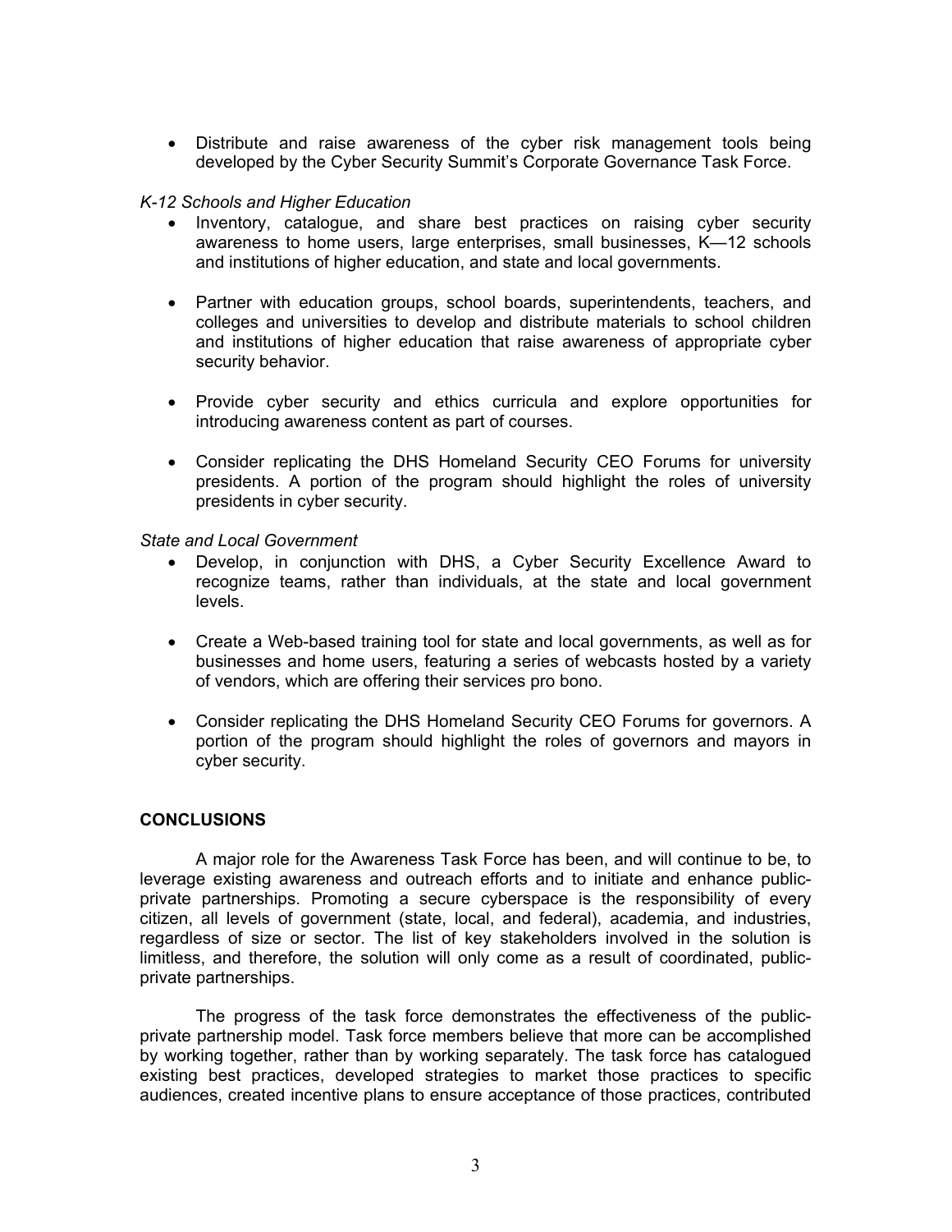- Distribute and raise awareness of the cyber risk management tools being developed by the Cyber Security Summit's Corporate Governance Task Force.

*K-12 Schools and Higher Education*

- Inventory, catalogue, and share best practices on raising cyber security awareness to home users, large enterprises, small businesses, K—12 schools and institutions of higher education, and state and local governments.

- Partner with education groups, school boards, superintendents, teachers, and colleges and universities to develop and distribute materials to school children and institutions of higher education that raise awareness of appropriate cyber security behavior.

- Provide cyber security and ethics curricula and explore opportunities for introducing awareness content as part of courses.

- Consider replicating the DHS Homeland Security CEO Forums for university presidents. A portion of the program should highlight the roles of university presidents in cyber security.

*State and Local Government*

- Develop, in conjunction with DHS, a Cyber Security Excellence Award to recognize teams, rather than individuals, at the state and local government levels.

- Create a Web-based training tool for state and local governments, as well as for businesses and home users, featuring a series of webcasts hosted by a variety of vendors, which are offering their services pro bono.

- Consider replicating the DHS Homeland Security CEO Forums for governors. A portion of the program should highlight the roles of governors and mayors in cyber security.

**CONCLUSIONS**

A major role for the Awareness Task Force has been, and will continue to be, to leverage existing awareness and outreach efforts and to initiate and enhance public-private partnerships. Promoting a secure cyberspace is the responsibility of every citizen, all levels of government (state, local, and federal), academia, and industries, regardless of size or sector. The list of key stakeholders involved in the solution is limitless, and therefore, the solution will only come as a result of coordinated, public-private partnerships.

The progress of the task force demonstrates the effectiveness of the public-private partnership model. Task force members believe that more can be accomplished by working together, rather than by working separately. The task force has catalogued existing best practices, developed strategies to market those practices to specific audiences, created incentive plans to ensure acceptance of those practices, contributed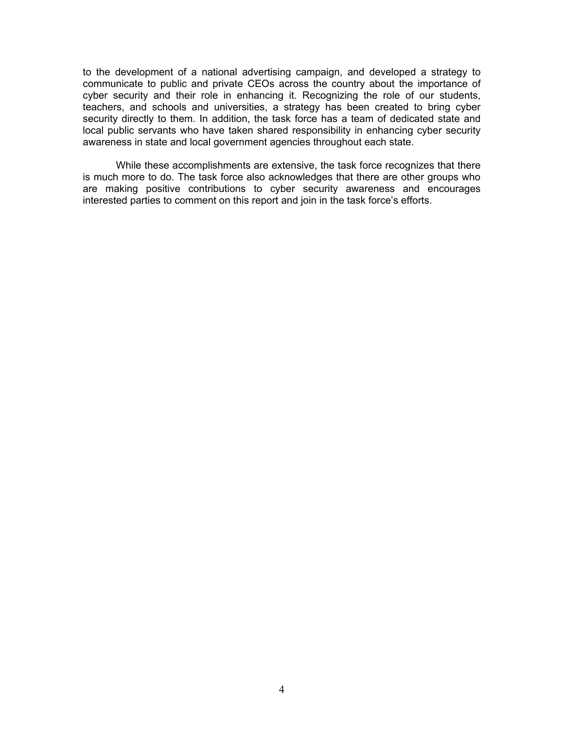to the development of a national advertising campaign, and developed a strategy to communicate to public and private CEOs across the country about the importance of cyber security and their role in enhancing it. Recognizing the role of our students, teachers, and schools and universities, a strategy has been created to bring cyber security directly to them. In addition, the task force has a team of dedicated state and local public servants who have taken shared responsibility in enhancing cyber security awareness in state and local government agencies throughout each state.

While these accomplishments are extensive, the task force recognizes that there is much more to do. The task force also acknowledges that there are other groups who are making positive contributions to cyber security awareness and encourages interested parties to comment on this report and join in the task force's efforts.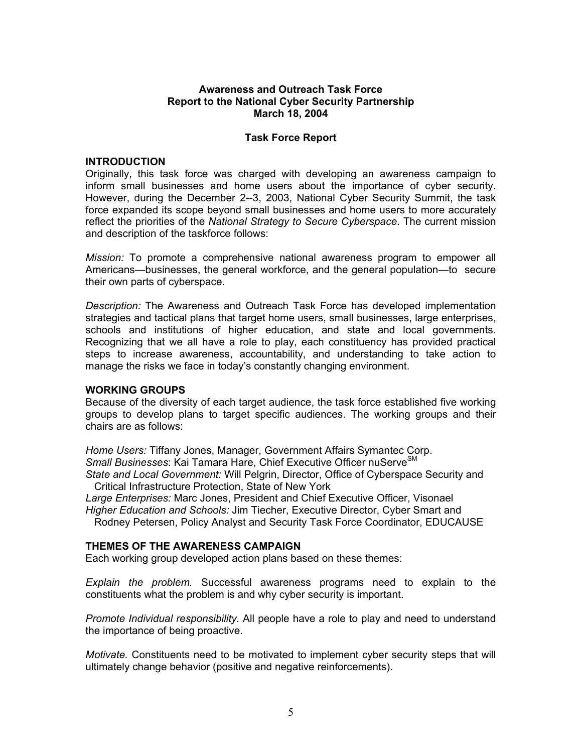**Awareness and Outreach Task Force**
**Report to the National Cyber Security Partnership**
**March 18, 2004**

**Task Force Report**

## INTRODUCTION

Originally, this task force was charged with developing an awareness campaign to inform small businesses and home users about the importance of cyber security. However, during the December 2--3, 2003, National Cyber Security Summit, the task force expanded its scope beyond small businesses and home users to more accurately reflect the priorities of the *National Strategy to Secure Cyberspace*. The current mission and description of the taskforce follows:

*Mission:* To promote a comprehensive national awareness program to empower all Americans—businesses, the general workforce, and the general population—to secure their own parts of cyberspace.

*Description:* The Awareness and Outreach Task Force has developed implementation strategies and tactical plans that target home users, small businesses, large enterprises, schools and institutions of higher education, and state and local governments. Recognizing that we all have a role to play, each constituency has provided practical steps to increase awareness, accountability, and understanding to take action to manage the risks we face in today's constantly changing environment.

## WORKING GROUPS

Because of the diversity of each target audience, the task force established five working groups to develop plans to target specific audiences. The working groups and their chairs are as follows:

*Home Users:* Tiffany Jones, Manager, Government Affairs Symantec Corp.
*Small Businesses*: Kai Tamara Hare, Chief Executive Officer nuServe[SM]
*State and Local Government:* Will Pelgrin, Director, Office of Cyberspace Security and Critical Infrastructure Protection, State of New York
*Large Enterprises:* Marc Jones, President and Chief Executive Officer, Visonael
*Higher Education and Schools:* Jim Tiecher, Executive Director, Cyber Smart and Rodney Petersen, Policy Analyst and Security Task Force Coordinator, EDUCAUSE

## THEMES OF THE AWARENESS CAMPAIGN

Each working group developed action plans based on these themes:

*Explain the problem.* Successful awareness programs need to explain to the constituents what the problem is and why cyber security is important.

*Promote Individual responsibility.* All people have a role to play and need to understand the importance of being proactive.

*Motivate.* Constituents need to be motivated to implement cyber security steps that will ultimately change behavior (positive and negative reinforcements).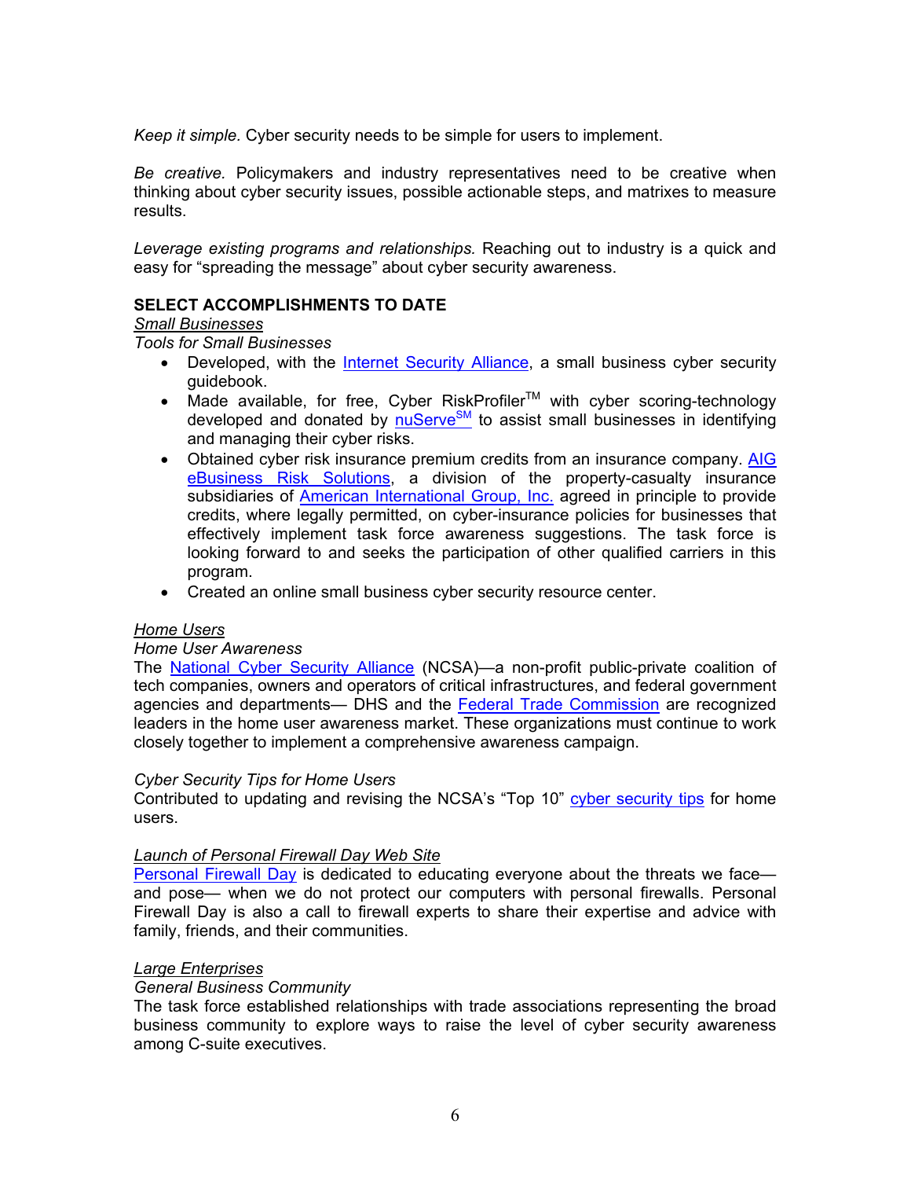*Keep it simple.* Cyber security needs to be simple for users to implement.

*Be creative.* Policymakers and industry representatives need to be creative when thinking about cyber security issues, possible actionable steps, and matrixes to measure results.

*Leverage existing programs and relationships.* Reaching out to industry is a quick and easy for "spreading the message" about cyber security awareness.

## SELECT ACCOMPLISHMENTS TO DATE

*Small Businesses*

*Tools for Small Businesses*

- Developed, with the Internet Security Alliance, a small business cyber security guidebook.
- Made available, for free, Cyber RiskProfiler™ with cyber scoring-technology developed and donated by nuServe℠ to assist small businesses in identifying and managing their cyber risks.
- Obtained cyber risk insurance premium credits from an insurance company. AIG eBusiness Risk Solutions, a division of the property-casualty insurance subsidiaries of American International Group, Inc. agreed in principle to provide credits, where legally permitted, on cyber-insurance policies for businesses that effectively implement task force awareness suggestions. The task force is looking forward to and seeks the participation of other qualified carriers in this program.
- Created an online small business cyber security resource center.

*Home Users*

*Home User Awareness*

The National Cyber Security Alliance (NCSA)—a non-profit public-private coalition of tech companies, owners and operators of critical infrastructures, and federal government agencies and departments— DHS and the Federal Trade Commission are recognized leaders in the home user awareness market. These organizations must continue to work closely together to implement a comprehensive awareness campaign.

*Cyber Security Tips for Home Users*

Contributed to updating and revising the NCSA's "Top 10" cyber security tips for home users.

*Launch of Personal Firewall Day Web Site*

Personal Firewall Day is dedicated to educating everyone about the threats we face— and pose— when we do not protect our computers with personal firewalls. Personal Firewall Day is also a call to firewall experts to share their expertise and advice with family, friends, and their communities.

*Large Enterprises*

*General Business Community*

The task force established relationships with trade associations representing the broad business community to explore ways to raise the level of cyber security awareness among C-suite executives.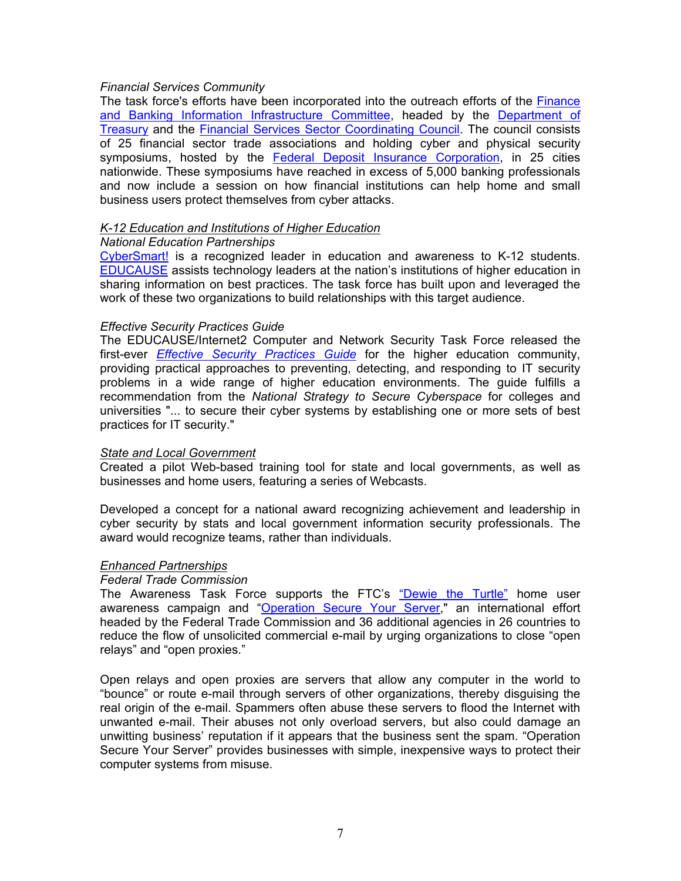*Financial Services Community*

The task force's efforts have been incorporated into the outreach efforts of the Finance and Banking Information Infrastructure Committee, headed by the Department of Treasury and the Financial Services Sector Coordinating Council. The council consists of 25 financial sector trade associations and holding cyber and physical security symposiums, hosted by the Federal Deposit Insurance Corporation, in 25 cities nationwide. These symposiums have reached in excess of 5,000 banking professionals and now include a session on how financial institutions can help home and small business users protect themselves from cyber attacks.

*K-12 Education and Institutions of Higher Education*

*National Education Partnerships*

CyberSmart! is a recognized leader in education and awareness to K-12 students. EDUCAUSE assists technology leaders at the nation's institutions of higher education in sharing information on best practices. The task force has built upon and leveraged the work of these two organizations to build relationships with this target audience.

*Effective Security Practices Guide*

The EDUCAUSE/Internet2 Computer and Network Security Task Force released the first-ever *Effective Security Practices Guide* for the higher education community, providing practical approaches to preventing, detecting, and responding to IT security problems in a wide range of higher education environments. The guide fulfills a recommendation from the *National Strategy to Secure Cyberspace* for colleges and universities "... to secure their cyber systems by establishing one or more sets of best practices for IT security."

*State and Local Government*

Created a pilot Web-based training tool for state and local governments, as well as businesses and home users, featuring a series of Webcasts.

Developed a concept for a national award recognizing achievement and leadership in cyber security by stats and local government information security professionals. The award would recognize teams, rather than individuals.

*Enhanced Partnerships*

*Federal Trade Commission*

The Awareness Task Force supports the FTC's "Dewie the Turtle" home user awareness campaign and "Operation Secure Your Server," an international effort headed by the Federal Trade Commission and 36 additional agencies in 26 countries to reduce the flow of unsolicited commercial e-mail by urging organizations to close "open relays" and "open proxies."

Open relays and open proxies are servers that allow any computer in the world to "bounce" or route e-mail through servers of other organizations, thereby disguising the real origin of the e-mail. Spammers often abuse these servers to flood the Internet with unwanted e-mail. Their abuses not only overload servers, but also could damage an unwitting business' reputation if it appears that the business sent the spam. "Operation Secure Your Server" provides businesses with simple, inexpensive ways to protect their computer systems from misuse.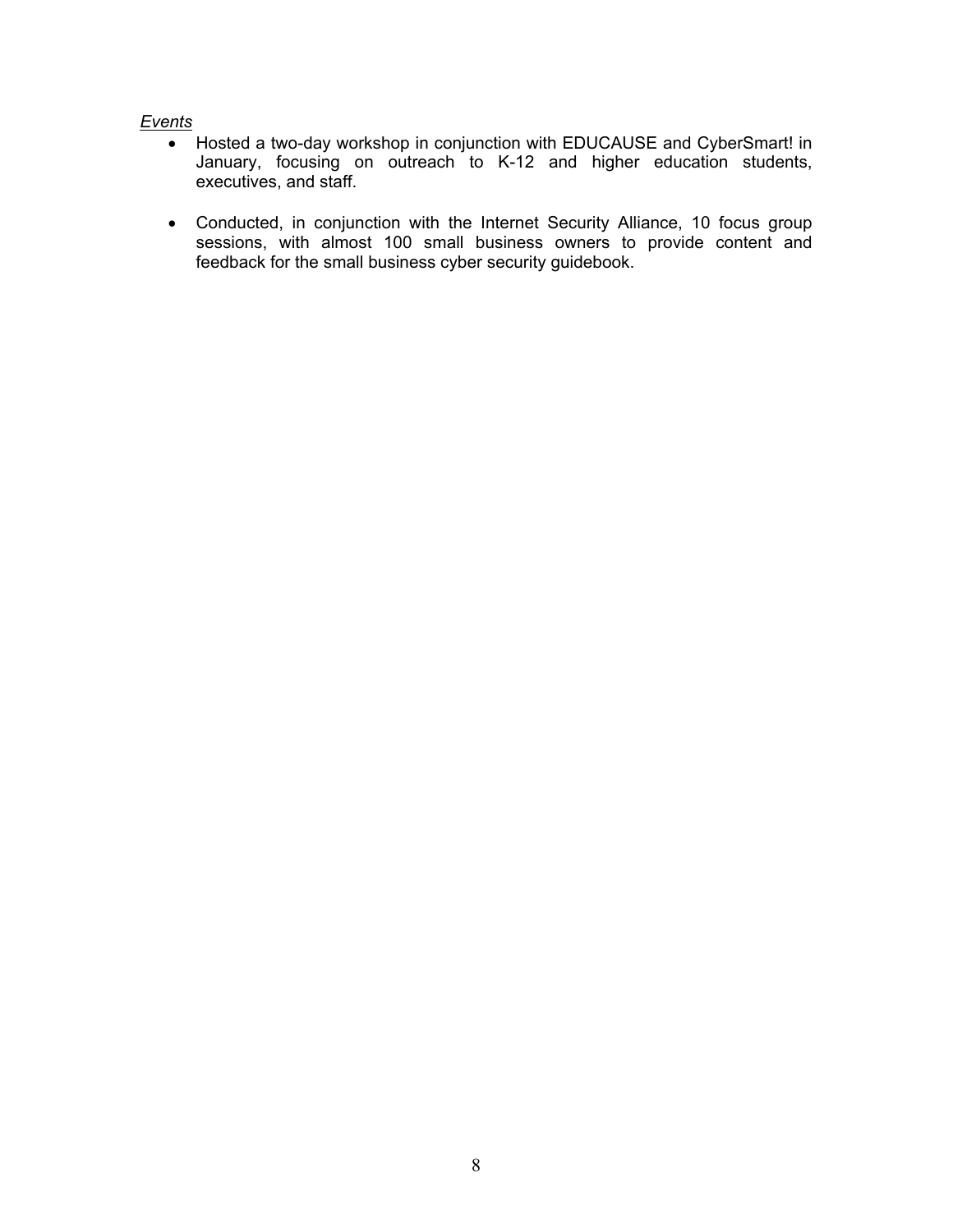*Events*

- Hosted a two-day workshop in conjunction with EDUCAUSE and CyberSmart! in January, focusing on outreach to K-12 and higher education students, executives, and staff.

- Conducted, in conjunction with the Internet Security Alliance, 10 focus group sessions, with almost 100 small business owners to provide content and feedback for the small business cyber security guidebook.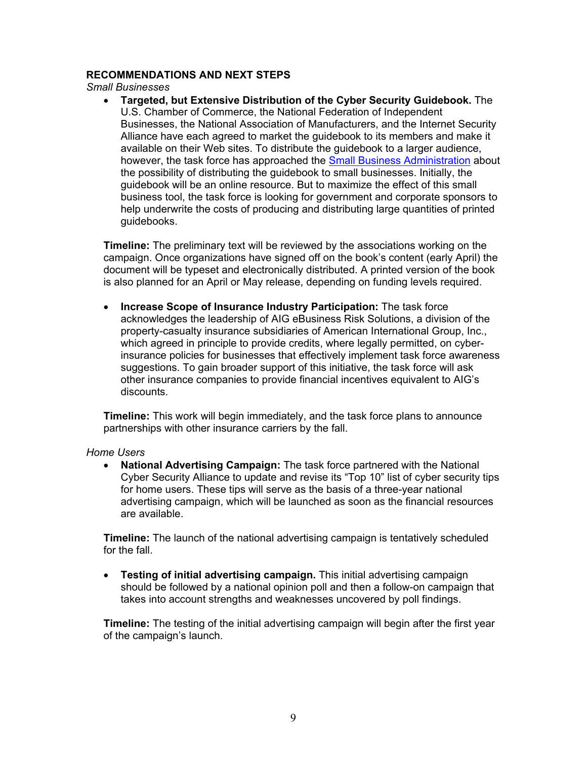## RECOMMENDATIONS AND NEXT STEPS

*Small Businesses*

- **Targeted, but Extensive Distribution of the Cyber Security Guidebook.** The U.S. Chamber of Commerce, the National Federation of Independent Businesses, the National Association of Manufacturers, and the Internet Security Alliance have each agreed to market the guidebook to its members and make it available on their Web sites. To distribute the guidebook to a larger audience, however, the task force has approached the Small Business Administration about the possibility of distributing the guidebook to small businesses. Initially, the guidebook will be an online resource. But to maximize the effect of this small business tool, the task force is looking for government and corporate sponsors to help underwrite the costs of producing and distributing large quantities of printed guidebooks.

  **Timeline:** The preliminary text will be reviewed by the associations working on the campaign. Once organizations have signed off on the book's content (early April) the document will be typeset and electronically distributed. A printed version of the book is also planned for an April or May release, depending on funding levels required.

- **Increase Scope of Insurance Industry Participation:** The task force acknowledges the leadership of AIG eBusiness Risk Solutions, a division of the property-casualty insurance subsidiaries of American International Group, Inc., which agreed in principle to provide credits, where legally permitted, on cyber-insurance policies for businesses that effectively implement task force awareness suggestions. To gain broader support of this initiative, the task force will ask other insurance companies to provide financial incentives equivalent to AIG's discounts.

  **Timeline:** This work will begin immediately, and the task force plans to announce partnerships with other insurance carriers by the fall.

*Home Users*

- **National Advertising Campaign:** The task force partnered with the National Cyber Security Alliance to update and revise its "Top 10" list of cyber security tips for home users. These tips will serve as the basis of a three-year national advertising campaign, which will be launched as soon as the financial resources are available.

  **Timeline:** The launch of the national advertising campaign is tentatively scheduled for the fall.

- **Testing of initial advertising campaign.** This initial advertising campaign should be followed by a national opinion poll and then a follow-on campaign that takes into account strengths and weaknesses uncovered by poll findings.

  **Timeline:** The testing of the initial advertising campaign will begin after the first year of the campaign's launch.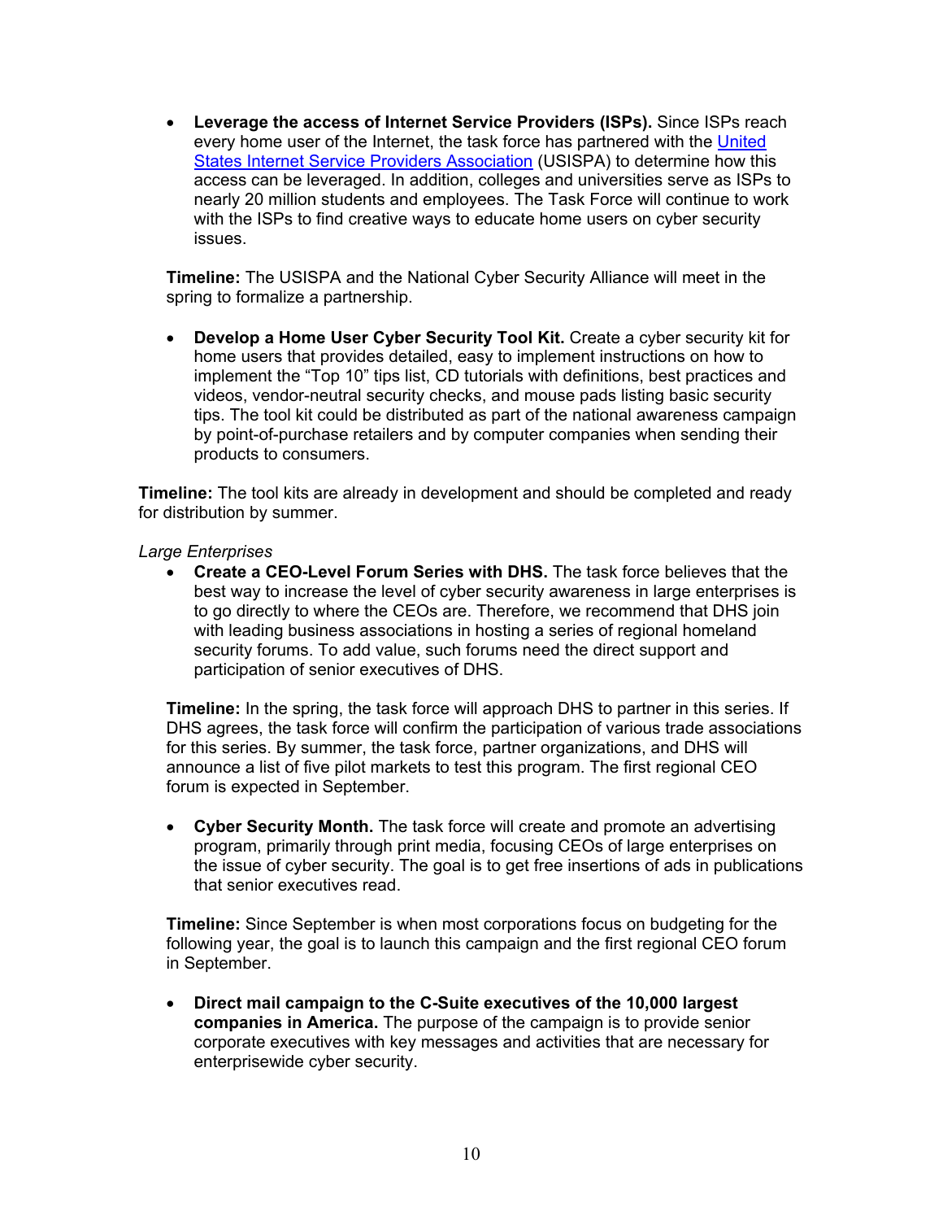- **Leverage the access of Internet Service Providers (ISPs).** Since ISPs reach every home user of the Internet, the task force has partnered with the United States Internet Service Providers Association (USISPA) to determine how this access can be leveraged. In addition, colleges and universities serve as ISPs to nearly 20 million students and employees. The Task Force will continue to work with the ISPs to find creative ways to educate home users on cyber security issues.

  **Timeline:** The USISPA and the National Cyber Security Alliance will meet in the spring to formalize a partnership.

- **Develop a Home User Cyber Security Tool Kit.** Create a cyber security kit for home users that provides detailed, easy to implement instructions on how to implement the "Top 10" tips list, CD tutorials with definitions, best practices and videos, vendor-neutral security checks, and mouse pads listing basic security tips. The tool kit could be distributed as part of the national awareness campaign by point-of-purchase retailers and by computer companies when sending their products to consumers.

**Timeline:** The tool kits are already in development and should be completed and ready for distribution by summer.

*Large Enterprises*

- **Create a CEO-Level Forum Series with DHS.** The task force believes that the best way to increase the level of cyber security awareness in large enterprises is to go directly to where the CEOs are. Therefore, we recommend that DHS join with leading business associations in hosting a series of regional homeland security forums. To add value, such forums need the direct support and participation of senior executives of DHS.

  **Timeline:** In the spring, the task force will approach DHS to partner in this series. If DHS agrees, the task force will confirm the participation of various trade associations for this series. By summer, the task force, partner organizations, and DHS will announce a list of five pilot markets to test this program. The first regional CEO forum is expected in September.

- **Cyber Security Month.** The task force will create and promote an advertising program, primarily through print media, focusing CEOs of large enterprises on the issue of cyber security. The goal is to get free insertions of ads in publications that senior executives read.

  **Timeline:** Since September is when most corporations focus on budgeting for the following year, the goal is to launch this campaign and the first regional CEO forum in September.

- **Direct mail campaign to the C-Suite executives of the 10,000 largest companies in America.** The purpose of the campaign is to provide senior corporate executives with key messages and activities that are necessary for enterprisewide cyber security.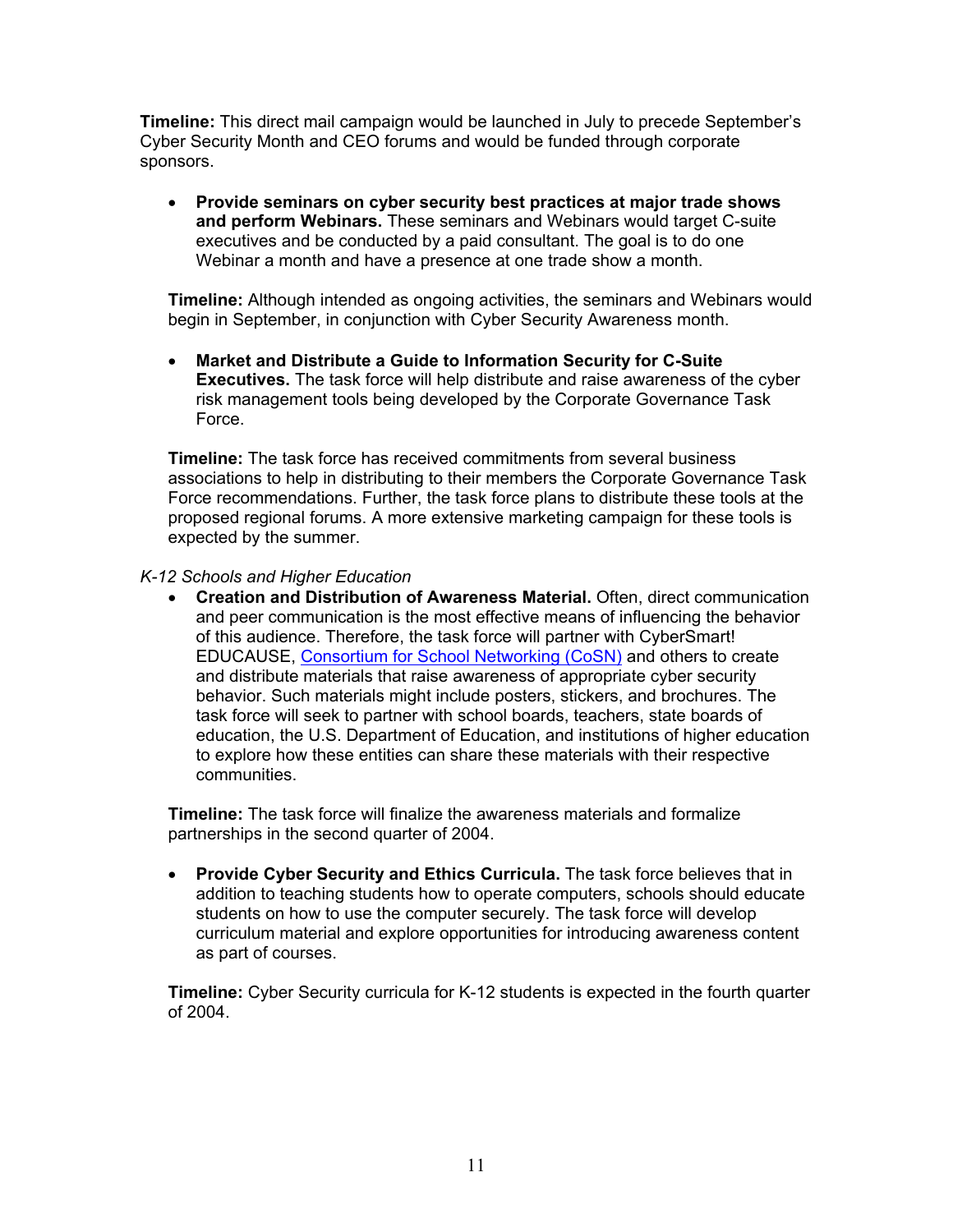**Timeline:** This direct mail campaign would be launched in July to precede September's Cyber Security Month and CEO forums and would be funded through corporate sponsors.

- **Provide seminars on cyber security best practices at major trade shows and perform Webinars.** These seminars and Webinars would target C-suite executives and be conducted by a paid consultant. The goal is to do one Webinar a month and have a presence at one trade show a month.

  **Timeline:** Although intended as ongoing activities, the seminars and Webinars would begin in September, in conjunction with Cyber Security Awareness month.

- **Market and Distribute a Guide to Information Security for C-Suite Executives.** The task force will help distribute and raise awareness of the cyber risk management tools being developed by the Corporate Governance Task Force.

  **Timeline:** The task force has received commitments from several business associations to help in distributing to their members the Corporate Governance Task Force recommendations. Further, the task force plans to distribute these tools at the proposed regional forums. A more extensive marketing campaign for these tools is expected by the summer.

*K-12 Schools and Higher Education*

- **Creation and Distribution of Awareness Material.** Often, direct communication and peer communication is the most effective means of influencing the behavior of this audience. Therefore, the task force will partner with CyberSmart! EDUCAUSE, Consortium for School Networking (CoSN) and others to create and distribute materials that raise awareness of appropriate cyber security behavior. Such materials might include posters, stickers, and brochures. The task force will seek to partner with school boards, teachers, state boards of education, the U.S. Department of Education, and institutions of higher education to explore how these entities can share these materials with their respective communities.

  **Timeline:** The task force will finalize the awareness materials and formalize partnerships in the second quarter of 2004.

- **Provide Cyber Security and Ethics Curricula.** The task force believes that in addition to teaching students how to operate computers, schools should educate students on how to use the computer securely. The task force will develop curriculum material and explore opportunities for introducing awareness content as part of courses.

  **Timeline:** Cyber Security curricula for K-12 students is expected in the fourth quarter of 2004.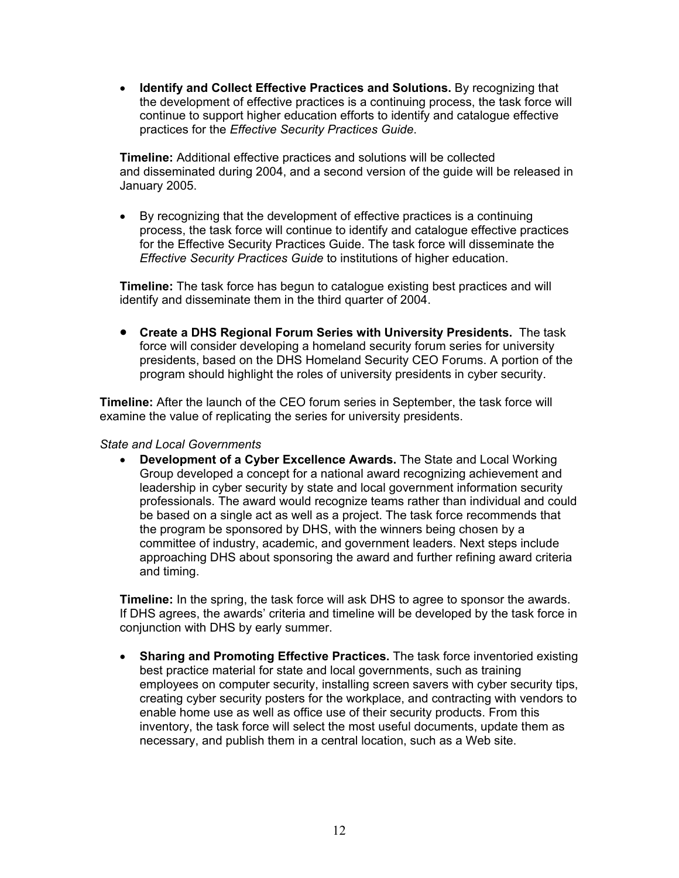- **Identify and Collect Effective Practices and Solutions.** By recognizing that the development of effective practices is a continuing process, the task force will continue to support higher education efforts to identify and catalogue effective practices for the *Effective Security Practices Guide*.

  **Timeline:** Additional effective practices and solutions will be collected and disseminated during 2004, and a second version of the guide will be released in January 2005.

- By recognizing that the development of effective practices is a continuing process, the task force will continue to identify and catalogue effective practices for the Effective Security Practices Guide. The task force will disseminate the *Effective Security Practices Guide* to institutions of higher education.

  **Timeline:** The task force has begun to catalogue existing best practices and will identify and disseminate them in the third quarter of 2004.

- **Create a DHS Regional Forum Series with University Presidents.** The task force will consider developing a homeland security forum series for university presidents, based on the DHS Homeland Security CEO Forums. A portion of the program should highlight the roles of university presidents in cyber security.

**Timeline:** After the launch of the CEO forum series in September, the task force will examine the value of replicating the series for university presidents.

*State and Local Governments*

- **Development of a Cyber Excellence Awards.** The State and Local Working Group developed a concept for a national award recognizing achievement and leadership in cyber security by state and local government information security professionals. The award would recognize teams rather than individual and could be based on a single act as well as a project. The task force recommends that the program be sponsored by DHS, with the winners being chosen by a committee of industry, academic, and government leaders. Next steps include approaching DHS about sponsoring the award and further refining award criteria and timing.

  **Timeline:** In the spring, the task force will ask DHS to agree to sponsor the awards. If DHS agrees, the awards' criteria and timeline will be developed by the task force in conjunction with DHS by early summer.

- **Sharing and Promoting Effective Practices.** The task force inventoried existing best practice material for state and local governments, such as training employees on computer security, installing screen savers with cyber security tips, creating cyber security posters for the workplace, and contracting with vendors to enable home use as well as office use of their security products. From this inventory, the task force will select the most useful documents, update them as necessary, and publish them in a central location, such as a Web site.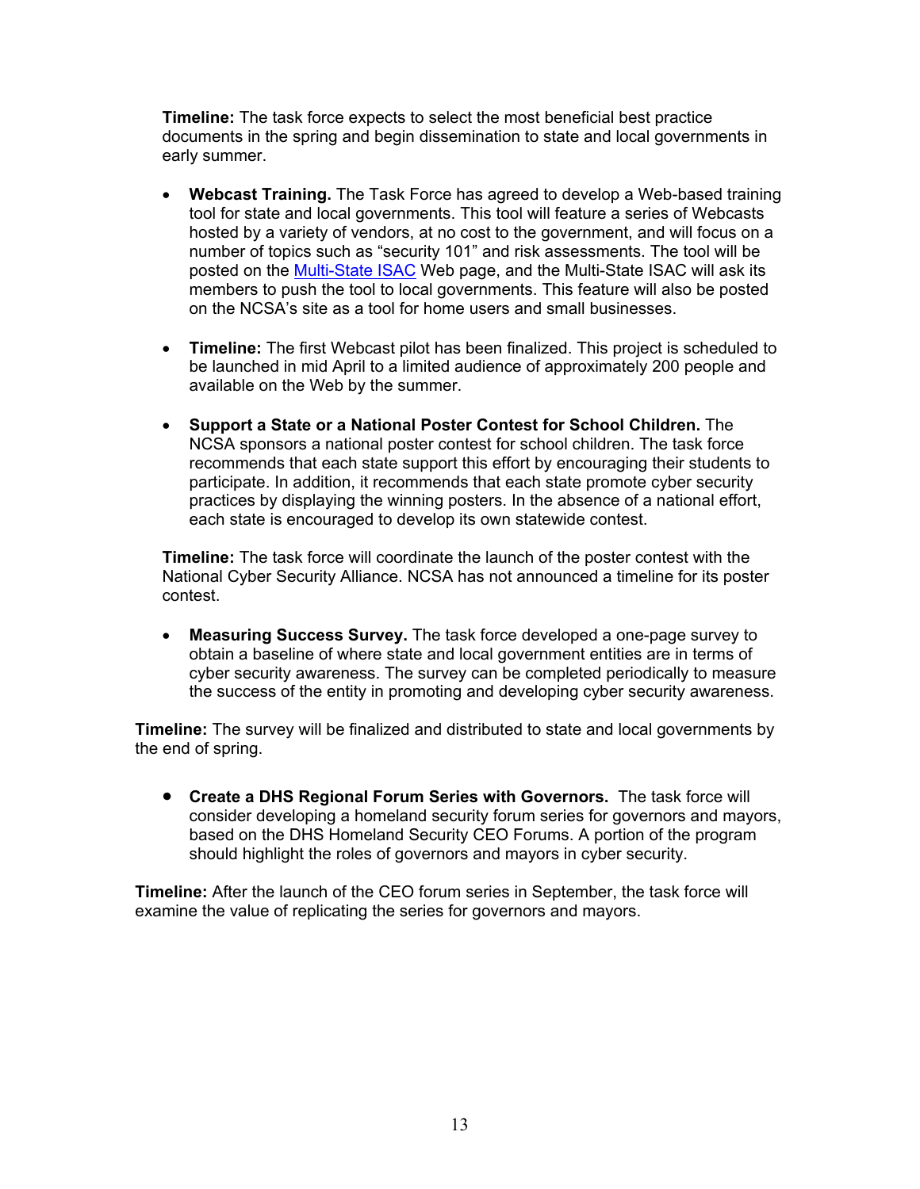**Timeline:** The task force expects to select the most beneficial best practice documents in the spring and begin dissemination to state and local governments in early summer.

- **Webcast Training.** The Task Force has agreed to develop a Web-based training tool for state and local governments. This tool will feature a series of Webcasts hosted by a variety of vendors, at no cost to the government, and will focus on a number of topics such as "security 101" and risk assessments. The tool will be posted on the Multi-State ISAC Web page, and the Multi-State ISAC will ask its members to push the tool to local governments. This feature will also be posted on the NCSA's site as a tool for home users and small businesses.

- **Timeline:** The first Webcast pilot has been finalized. This project is scheduled to be launched in mid April to a limited audience of approximately 200 people and available on the Web by the summer.

- **Support a State or a National Poster Contest for School Children.** The NCSA sponsors a national poster contest for school children. The task force recommends that each state support this effort by encouraging their students to participate. In addition, it recommends that each state promote cyber security practices by displaying the winning posters. In the absence of a national effort, each state is encouraged to develop its own statewide contest.

**Timeline:** The task force will coordinate the launch of the poster contest with the National Cyber Security Alliance. NCSA has not announced a timeline for its poster contest.

- **Measuring Success Survey.** The task force developed a one-page survey to obtain a baseline of where state and local government entities are in terms of cyber security awareness. The survey can be completed periodically to measure the success of the entity in promoting and developing cyber security awareness.

**Timeline:** The survey will be finalized and distributed to state and local governments by the end of spring.

- **Create a DHS Regional Forum Series with Governors.** The task force will consider developing a homeland security forum series for governors and mayors, based on the DHS Homeland Security CEO Forums. A portion of the program should highlight the roles of governors and mayors in cyber security.

**Timeline:** After the launch of the CEO forum series in September, the task force will examine the value of replicating the series for governors and mayors.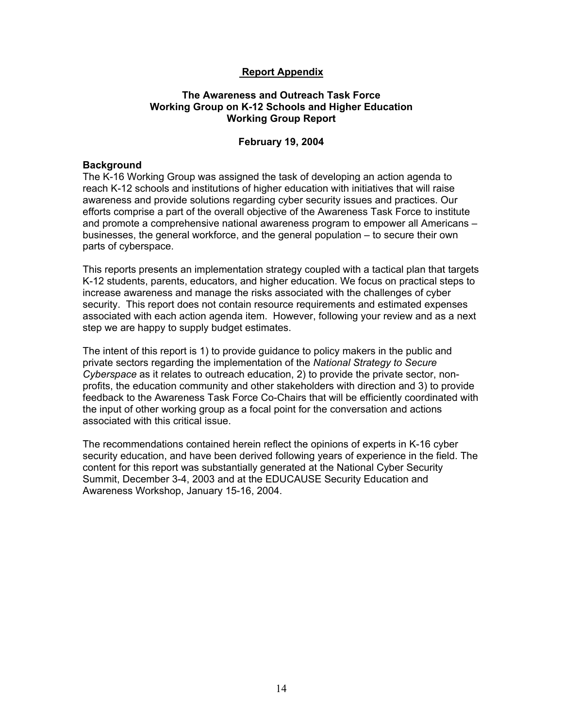## Report Appendix

### The Awareness and Outreach Task Force
### Working Group on K-12 Schools and Higher Education
### Working Group Report

**February 19, 2004**

### Background

The K-16 Working Group was assigned the task of developing an action agenda to reach K-12 schools and institutions of higher education with initiatives that will raise awareness and provide solutions regarding cyber security issues and practices. Our efforts comprise a part of the overall objective of the Awareness Task Force to institute and promote a comprehensive national awareness program to empower all Americans – businesses, the general workforce, and the general population – to secure their own parts of cyberspace.

This reports presents an implementation strategy coupled with a tactical plan that targets K-12 students, parents, educators, and higher education. We focus on practical steps to increase awareness and manage the risks associated with the challenges of cyber security. This report does not contain resource requirements and estimated expenses associated with each action agenda item. However, following your review and as a next step we are happy to supply budget estimates.

The intent of this report is 1) to provide guidance to policy makers in the public and private sectors regarding the implementation of the *National Strategy to Secure Cyberspace* as it relates to outreach education, 2) to provide the private sector, non-profits, the education community and other stakeholders with direction and 3) to provide feedback to the Awareness Task Force Co-Chairs that will be efficiently coordinated with the input of other working group as a focal point for the conversation and actions associated with this critical issue.

The recommendations contained herein reflect the opinions of experts in K-16 cyber security education, and have been derived following years of experience in the field. The content for this report was substantially generated at the National Cyber Security Summit, December 3-4, 2003 and at the EDUCAUSE Security Education and Awareness Workshop, January 15-16, 2004.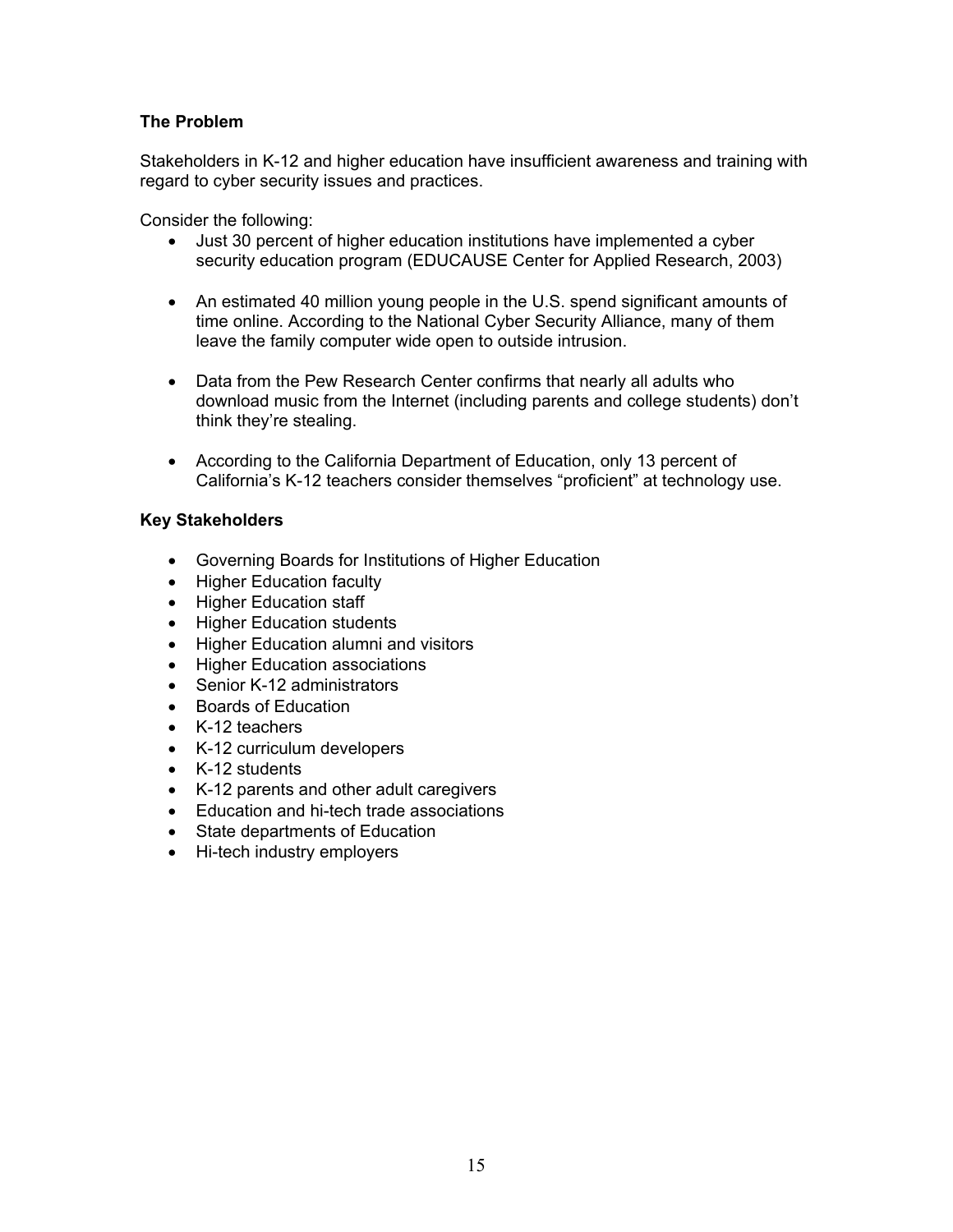**The Problem**

Stakeholders in K-12 and higher education have insufficient awareness and training with regard to cyber security issues and practices.

Consider the following:

- Just 30 percent of higher education institutions have implemented a cyber security education program (EDUCAUSE Center for Applied Research, 2003)
- An estimated 40 million young people in the U.S. spend significant amounts of time online. According to the National Cyber Security Alliance, many of them leave the family computer wide open to outside intrusion.
- Data from the Pew Research Center confirms that nearly all adults who download music from the Internet (including parents and college students) don't think they're stealing.
- According to the California Department of Education, only 13 percent of California's K-12 teachers consider themselves "proficient" at technology use.

**Key Stakeholders**

- Governing Boards for Institutions of Higher Education
- Higher Education faculty
- Higher Education staff
- Higher Education students
- Higher Education alumni and visitors
- Higher Education associations
- Senior K-12 administrators
- Boards of Education
- K-12 teachers
- K-12 curriculum developers
- K-12 students
- K-12 parents and other adult caregivers
- Education and hi-tech trade associations
- State departments of Education
- Hi-tech industry employers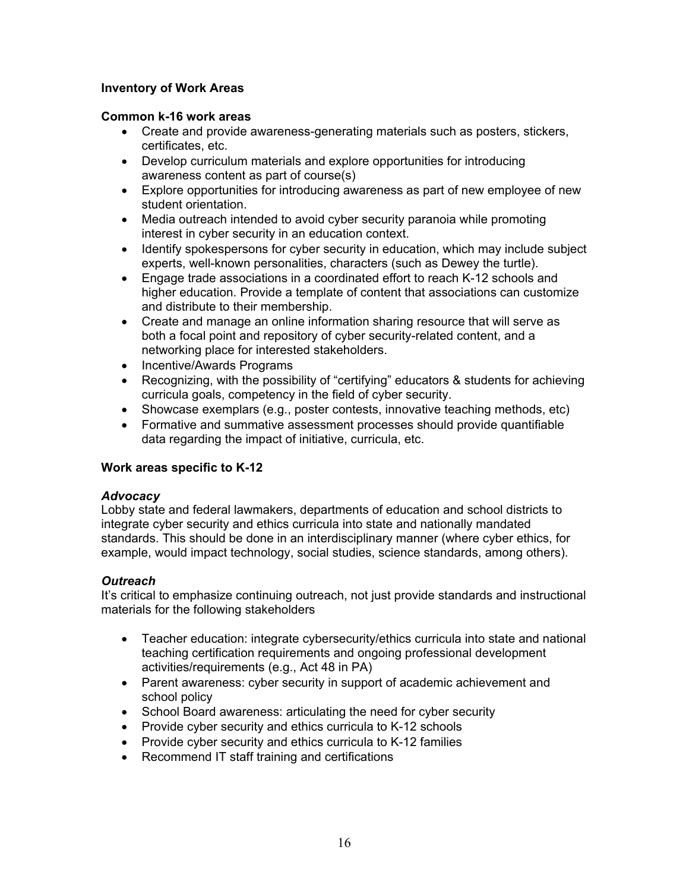**Inventory of Work Areas**

**Common k-16 work areas**

- Create and provide awareness-generating materials such as posters, stickers, certificates, etc.
- Develop curriculum materials and explore opportunities for introducing awareness content as part of course(s)
- Explore opportunities for introducing awareness as part of new employee of new student orientation.
- Media outreach intended to avoid cyber security paranoia while promoting interest in cyber security in an education context.
- Identify spokespersons for cyber security in education, which may include subject experts, well-known personalities, characters (such as Dewey the turtle).
- Engage trade associations in a coordinated effort to reach K-12 schools and higher education. Provide a template of content that associations can customize and distribute to their membership.
- Create and manage an online information sharing resource that will serve as both a focal point and repository of cyber security-related content, and a networking place for interested stakeholders.
- Incentive/Awards Programs
- Recognizing, with the possibility of "certifying" educators & students for achieving curricula goals, competency in the field of cyber security.
- Showcase exemplars (e.g., poster contests, innovative teaching methods, etc)
- Formative and summative assessment processes should provide quantifiable data regarding the impact of initiative, curricula, etc.

**Work areas specific to K-12**

***Advocacy***

Lobby state and federal lawmakers, departments of education and school districts to integrate cyber security and ethics curricula into state and nationally mandated standards. This should be done in an interdisciplinary manner (where cyber ethics, for example, would impact technology, social studies, science standards, among others).

***Outreach***

It's critical to emphasize continuing outreach, not just provide standards and instructional materials for the following stakeholders

- Teacher education: integrate cybersecurity/ethics curricula into state and national teaching certification requirements and ongoing professional development activities/requirements (e.g., Act 48 in PA)
- Parent awareness: cyber security in support of academic achievement and school policy
- School Board awareness: articulating the need for cyber security
- Provide cyber security and ethics curricula to K-12 schools
- Provide cyber security and ethics curricula to K-12 families
- Recommend IT staff training and certifications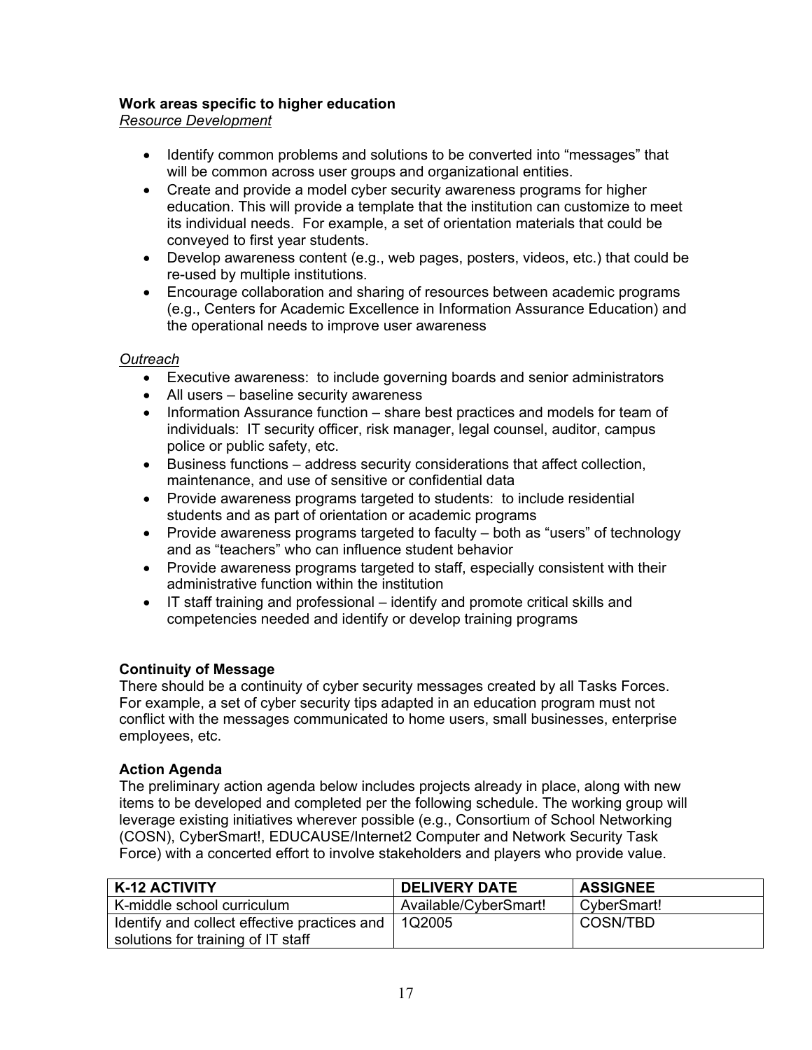**Work areas specific to higher education**

*Resource Development*

- Identify common problems and solutions to be converted into "messages" that will be common across user groups and organizational entities.
- Create and provide a model cyber security awareness programs for higher education. This will provide a template that the institution can customize to meet its individual needs. For example, a set of orientation materials that could be conveyed to first year students.
- Develop awareness content (e.g., web pages, posters, videos, etc.) that could be re-used by multiple institutions.
- Encourage collaboration and sharing of resources between academic programs (e.g., Centers for Academic Excellence in Information Assurance Education) and the operational needs to improve user awareness

*Outreach*

- Executive awareness: to include governing boards and senior administrators
- All users – baseline security awareness
- Information Assurance function – share best practices and models for team of individuals: IT security officer, risk manager, legal counsel, auditor, campus police or public safety, etc.
- Business functions – address security considerations that affect collection, maintenance, and use of sensitive or confidential data
- Provide awareness programs targeted to students: to include residential students and as part of orientation or academic programs
- Provide awareness programs targeted to faculty – both as "users" of technology and as "teachers" who can influence student behavior
- Provide awareness programs targeted to staff, especially consistent with their administrative function within the institution
- IT staff training and professional – identify and promote critical skills and competencies needed and identify or develop training programs

**Continuity of Message**

There should be a continuity of cyber security messages created by all Tasks Forces. For example, a set of cyber security tips adapted in an education program must not conflict with the messages communicated to home users, small businesses, enterprise employees, etc.

**Action Agenda**

The preliminary action agenda below includes projects already in place, along with new items to be developed and completed per the following schedule. The working group will leverage existing initiatives wherever possible (e.g., Consortium of School Networking (COSN), CyberSmart!, EDUCAUSE/Internet2 Computer and Network Security Task Force) with a concerted effort to involve stakeholders and players who provide value.

| K-12 ACTIVITY | DELIVERY DATE | ASSIGNEE |
|---|---|---|
| K-middle school curriculum | Available/CyberSmart! | CyberSmart! |
| Identify and collect effective practices and solutions for training of IT staff | 1Q2005 | COSN/TBD |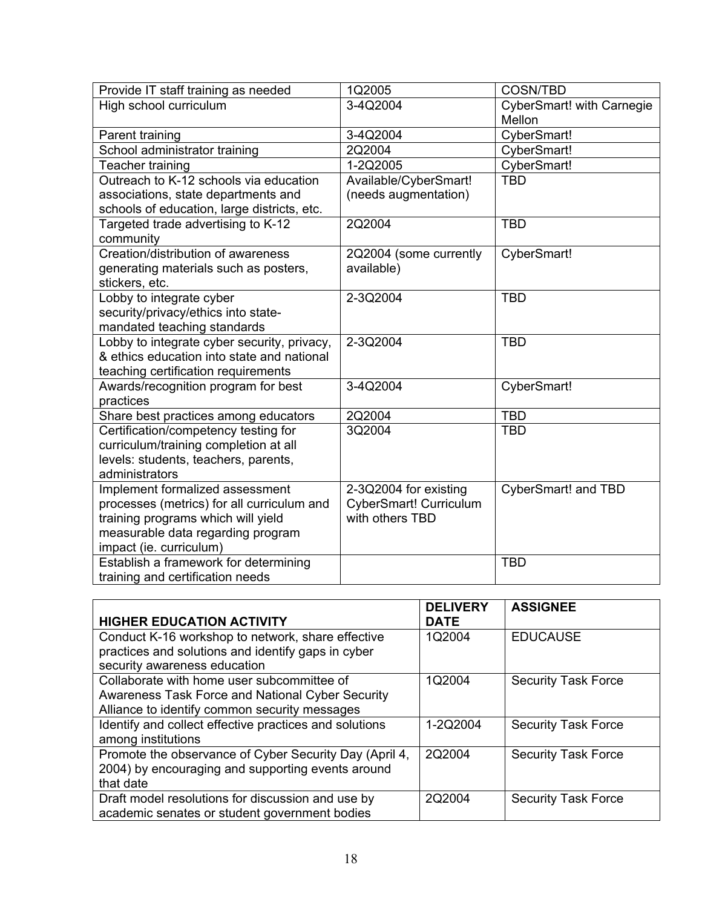| | | |
|---|---|---|
| Provide IT staff training as needed | 1Q2005 | COSN/TBD |
| High school curriculum | 3-4Q2004 | CyberSmart! with Carnegie Mellon |
| Parent training | 3-4Q2004 | CyberSmart! |
| School administrator training | 2Q2004 | CyberSmart! |
| Teacher training | 1-2Q2005 | CyberSmart! |
| Outreach to K-12 schools via education associations, state departments and schools of education, large districts, etc. | Available/CyberSmart! (needs augmentation) | TBD |
| Targeted trade advertising to K-12 community | 2Q2004 | TBD |
| Creation/distribution of awareness generating materials such as posters, stickers, etc. | 2Q2004 (some currently available) | CyberSmart! |
| Lobby to integrate cyber security/privacy/ethics into state-mandated teaching standards | 2-3Q2004 | TBD |
| Lobby to integrate cyber security, privacy, & ethics education into state and national teaching certification requirements | 2-3Q2004 | TBD |
| Awards/recognition program for best practices | 3-4Q2004 | CyberSmart! |
| Share best practices among educators | 2Q2004 | TBD |
| Certification/competency testing for curriculum/training completion at all levels: students, teachers, parents, administrators | 3Q2004 | TBD |
| Implement formalized assessment processes (metrics) for all curriculum and training programs which will yield measurable data regarding program impact (ie. curriculum) | 2-3Q2004 for existing CyberSmart! Curriculum with others TBD | CyberSmart! and TBD |
| Establish a framework for determining training and certification needs | | TBD |

| HIGHER EDUCATION ACTIVITY | DELIVERY DATE | ASSIGNEE |
|---|---|---|
| Conduct K-16 workshop to network, share effective practices and solutions and identify gaps in cyber security awareness education | 1Q2004 | EDUCAUSE |
| Collaborate with home user subcommittee of Awareness Task Force and National Cyber Security Alliance to identify common security messages | 1Q2004 | Security Task Force |
| Identify and collect effective practices and solutions among institutions | 1-2Q2004 | Security Task Force |
| Promote the observance of Cyber Security Day (April 4, 2004) by encouraging and supporting events around that date | 2Q2004 | Security Task Force |
| Draft model resolutions for discussion and use by academic senates or student government bodies | 2Q2004 | Security Task Force |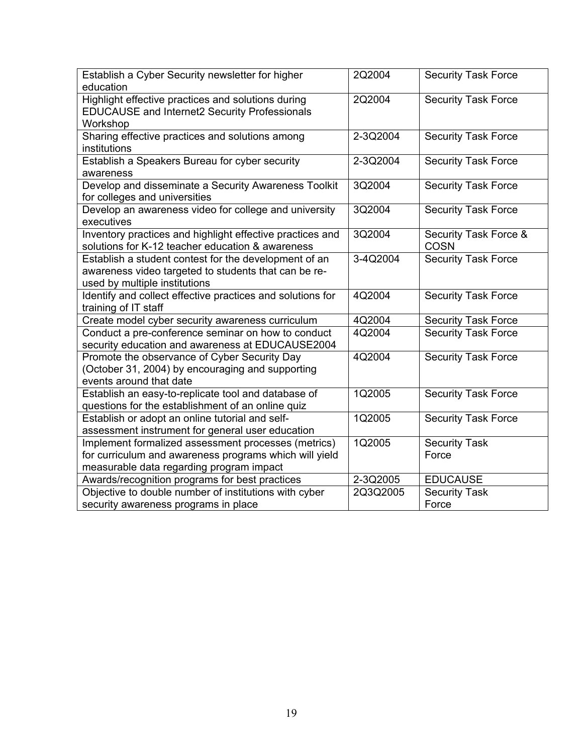| Establish a Cyber Security newsletter for higher education | 2Q2004 | Security Task Force |
|---|---|---|
| Highlight effective practices and solutions during EDUCAUSE and Internet2 Security Professionals Workshop | 2Q2004 | Security Task Force |
| Sharing effective practices and solutions among institutions | 2-3Q2004 | Security Task Force |
| Establish a Speakers Bureau for cyber security awareness | 2-3Q2004 | Security Task Force |
| Develop and disseminate a Security Awareness Toolkit for colleges and universities | 3Q2004 | Security Task Force |
| Develop an awareness video for college and university executives | 3Q2004 | Security Task Force |
| Inventory practices and highlight effective practices and solutions for K-12 teacher education & awareness | 3Q2004 | Security Task Force & COSN |
| Establish a student contest for the development of an awareness video targeted to students that can be re-used by multiple institutions | 3-4Q2004 | Security Task Force |
| Identify and collect effective practices and solutions for training of IT staff | 4Q2004 | Security Task Force |
| Create model cyber security awareness curriculum | 4Q2004 | Security Task Force |
| Conduct a pre-conference seminar on how to conduct security education and awareness at EDUCAUSE2004 | 4Q2004 | Security Task Force |
| Promote the observance of Cyber Security Day (October 31, 2004) by encouraging and supporting events around that date | 4Q2004 | Security Task Force |
| Establish an easy-to-replicate tool and database of questions for the establishment of an online quiz | 1Q2005 | Security Task Force |
| Establish or adopt an online tutorial and self-assessment instrument for general user education | 1Q2005 | Security Task Force |
| Implement formalized assessment processes (metrics) for curriculum and awareness programs which will yield measurable data regarding program impact | 1Q2005 | Security Task Force |
| Awards/recognition programs for best practices | 2-3Q2005 | EDUCAUSE |
| Objective to double number of institutions with cyber security awareness programs in place | 2Q3Q2005 | Security Task Force |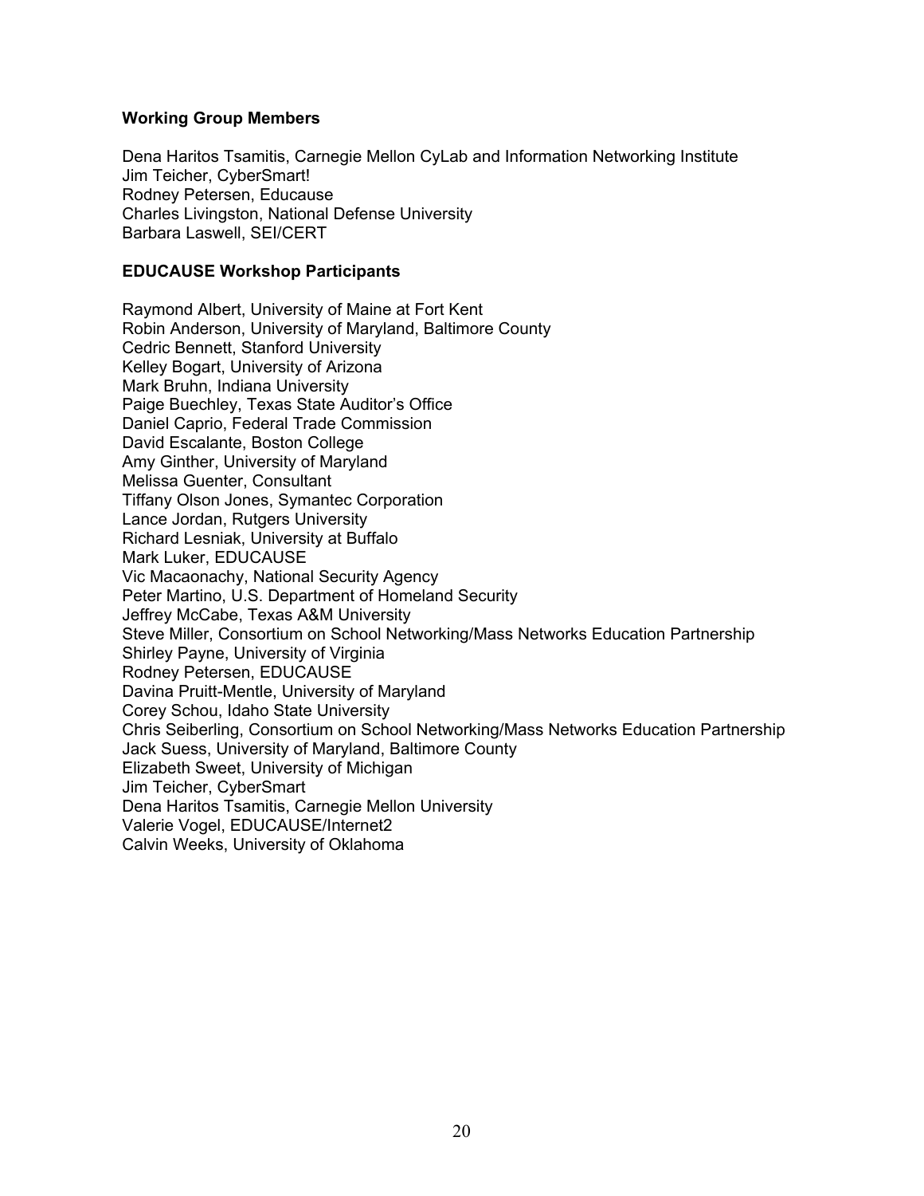**Working Group Members**

Dena Haritos Tsamitis, Carnegie Mellon CyLab and Information Networking Institute
Jim Teicher, CyberSmart!
Rodney Petersen, Educause
Charles Livingston, National Defense University
Barbara Laswell, SEI/CERT

**EDUCAUSE Workshop Participants**

Raymond Albert, University of Maine at Fort Kent
Robin Anderson, University of Maryland, Baltimore County
Cedric Bennett, Stanford University
Kelley Bogart, University of Arizona
Mark Bruhn, Indiana University
Paige Buechley, Texas State Auditor's Office
Daniel Caprio, Federal Trade Commission
David Escalante, Boston College
Amy Ginther, University of Maryland
Melissa Guenter, Consultant
Tiffany Olson Jones, Symantec Corporation
Lance Jordan, Rutgers University
Richard Lesniak, University at Buffalo
Mark Luker, EDUCAUSE
Vic Macaonachy, National Security Agency
Peter Martino, U.S. Department of Homeland Security
Jeffrey McCabe, Texas A&M University
Steve Miller, Consortium on School Networking/Mass Networks Education Partnership
Shirley Payne, University of Virginia
Rodney Petersen, EDUCAUSE
Davina Pruitt-Mentle, University of Maryland
Corey Schou, Idaho State University
Chris Seiberling, Consortium on School Networking/Mass Networks Education Partnership
Jack Suess, University of Maryland, Baltimore County
Elizabeth Sweet, University of Michigan
Jim Teicher, CyberSmart
Dena Haritos Tsamitis, Carnegie Mellon University
Valerie Vogel, EDUCAUSE/Internet2
Calvin Weeks, University of Oklahoma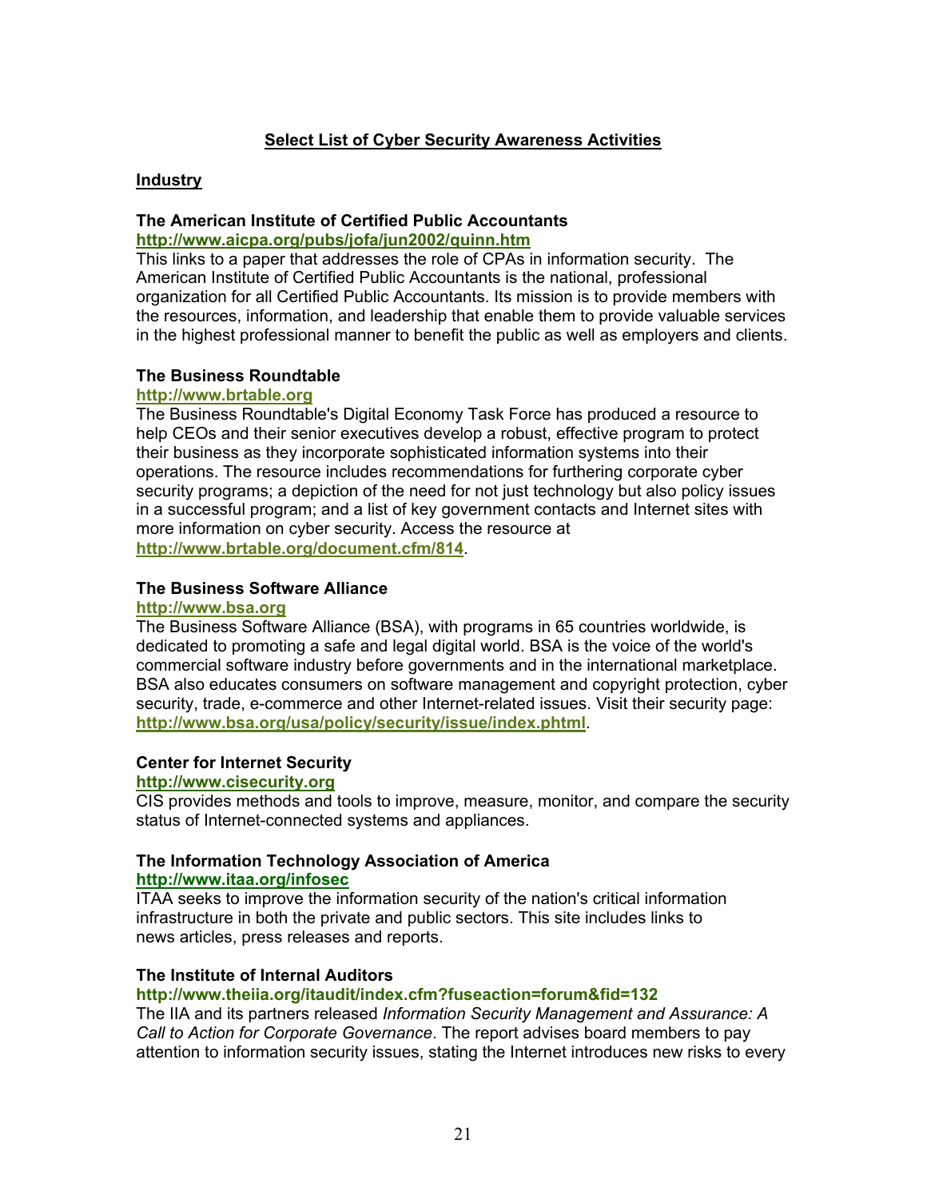## Select List of Cyber Security Awareness Activities

### Industry

**The American Institute of Certified Public Accountants**
**http://www.aicpa.org/pubs/jofa/jun2002/quinn.htm**
This links to a paper that addresses the role of CPAs in information security. The American Institute of Certified Public Accountants is the national, professional organization for all Certified Public Accountants. Its mission is to provide members with the resources, information, and leadership that enable them to provide valuable services in the highest professional manner to benefit the public as well as employers and clients.

**The Business Roundtable**
**http://www.brtable.org**
The Business Roundtable's Digital Economy Task Force has produced a resource to help CEOs and their senior executives develop a robust, effective program to protect their business as they incorporate sophisticated information systems into their operations. The resource includes recommendations for furthering corporate cyber security programs; a depiction of the need for not just technology but also policy issues in a successful program; and a list of key government contacts and Internet sites with more information on cyber security. Access the resource at **http://www.brtable.org/document.cfm/814**.

**The Business Software Alliance**
**http://www.bsa.org**
The Business Software Alliance (BSA), with programs in 65 countries worldwide, is dedicated to promoting a safe and legal digital world. BSA is the voice of the world's commercial software industry before governments and in the international marketplace. BSA also educates consumers on software management and copyright protection, cyber security, trade, e-commerce and other Internet-related issues. Visit their security page: **http://www.bsa.org/usa/policy/security/issue/index.phtml**.

**Center for Internet Security**
**http://www.cisecurity.org**
CIS provides methods and tools to improve, measure, monitor, and compare the security status of Internet-connected systems and appliances.

**The Information Technology Association of America**
**http://www.itaa.org/infosec**
ITAA seeks to improve the information security of the nation's critical information infrastructure in both the private and public sectors. This site includes links to news articles, press releases and reports.

**The Institute of Internal Auditors**
**http://www.theiia.org/itaudit/index.cfm?fuseaction=forum&fid=132**
The IIA and its partners released *Information Security Management and Assurance: A Call to Action for Corporate Governance*. The report advises board members to pay attention to information security issues, stating the Internet introduces new risks to every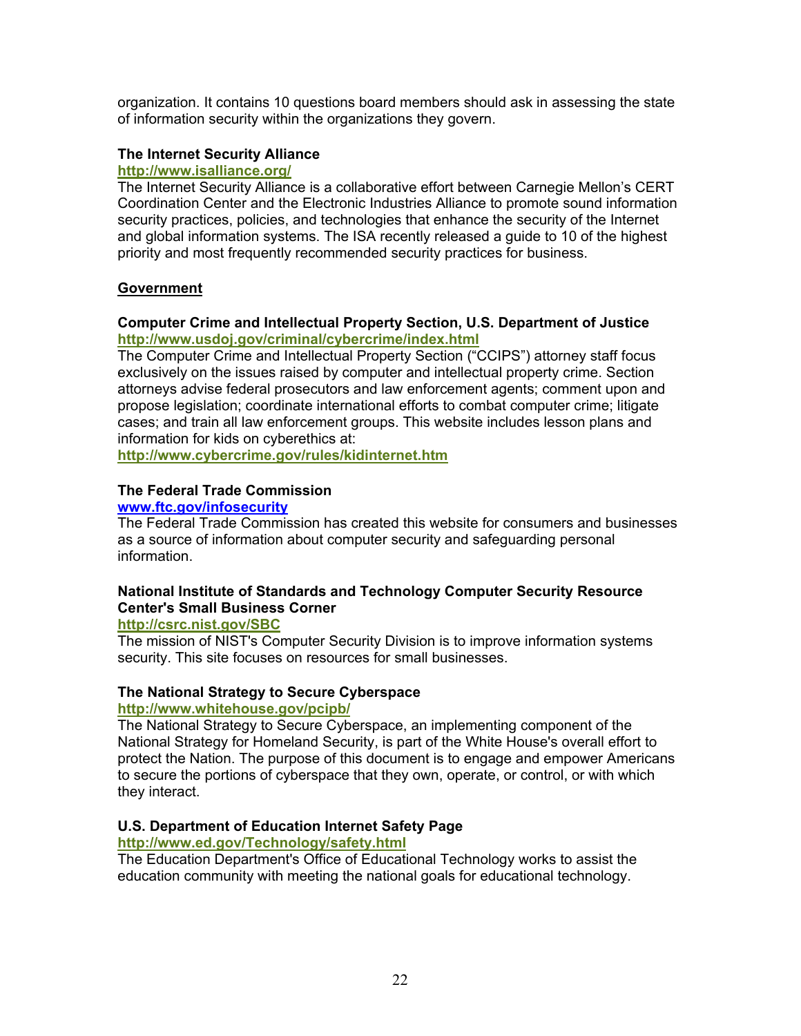organization. It contains 10 questions board members should ask in assessing the state of information security within the organizations they govern.

**The Internet Security Alliance**
**http://www.isalliance.org/**
The Internet Security Alliance is a collaborative effort between Carnegie Mellon's CERT Coordination Center and the Electronic Industries Alliance to promote sound information security practices, policies, and technologies that enhance the security of the Internet and global information systems. The ISA recently released a guide to 10 of the highest priority and most frequently recommended security practices for business.

## Government

**Computer Crime and Intellectual Property Section, U.S. Department of Justice**
**http://www.usdoj.gov/criminal/cybercrime/index.html**
The Computer Crime and Intellectual Property Section ("CCIPS") attorney staff focus exclusively on the issues raised by computer and intellectual property crime. Section attorneys advise federal prosecutors and law enforcement agents; comment upon and propose legislation; coordinate international efforts to combat computer crime; litigate cases; and train all law enforcement groups. This website includes lesson plans and information for kids on cyberethics at:
**http://www.cybercrime.gov/rules/kidinternet.htm**

**The Federal Trade Commission**
**www.ftc.gov/infosecurity**
The Federal Trade Commission has created this website for consumers and businesses as a source of information about computer security and safeguarding personal information.

**National Institute of Standards and Technology Computer Security Resource Center's Small Business Corner**
**http://csrc.nist.gov/SBC**
The mission of NIST's Computer Security Division is to improve information systems security. This site focuses on resources for small businesses.

**The National Strategy to Secure Cyberspace**
**http://www.whitehouse.gov/pcipb/**
The National Strategy to Secure Cyberspace, an implementing component of the National Strategy for Homeland Security, is part of the White House's overall effort to protect the Nation. The purpose of this document is to engage and empower Americans to secure the portions of cyberspace that they own, operate, or control, or with which they interact.

**U.S. Department of Education Internet Safety Page**
**http://www.ed.gov/Technology/safety.html**
The Education Department's Office of Educational Technology works to assist the education community with meeting the national goals for educational technology.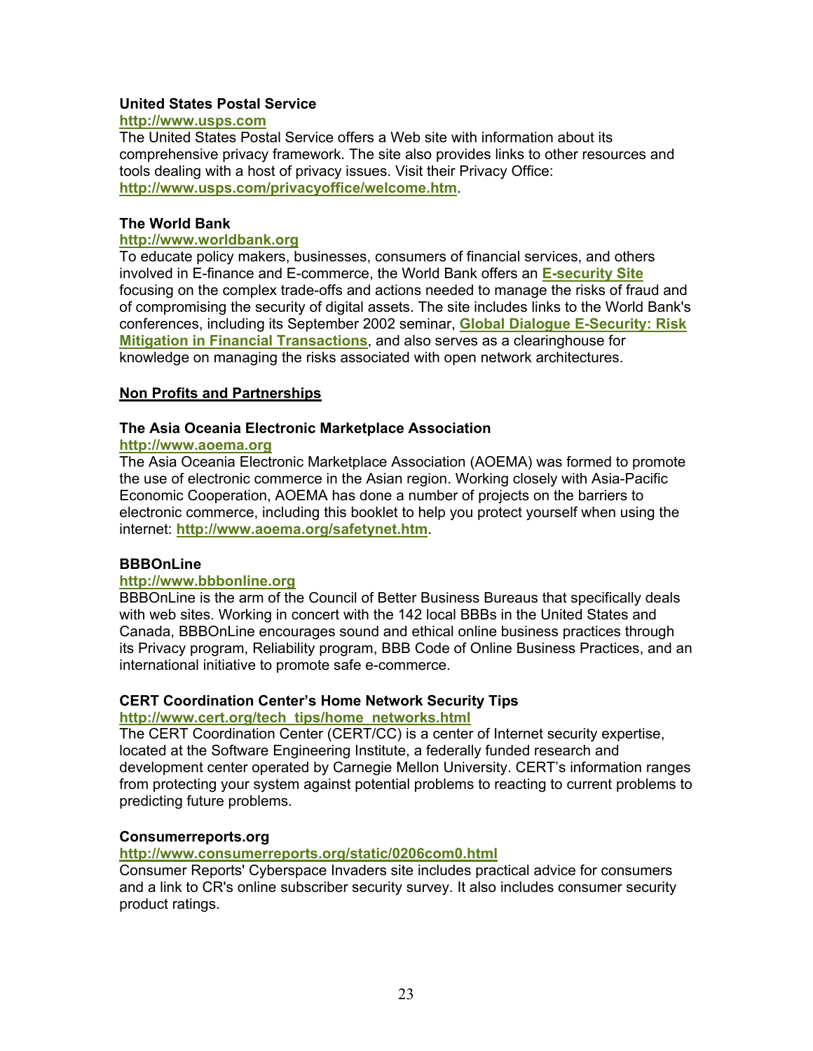**United States Postal Service**
**http://www.usps.com**
The United States Postal Service offers a Web site with information about its comprehensive privacy framework. The site also provides links to other resources and tools dealing with a host of privacy issues. Visit their Privacy Office: **http://www.usps.com/privacyoffice/welcome.htm**.

**The World Bank**
**http://www.worldbank.org**
To educate policy makers, businesses, consumers of financial services, and others involved in E-finance and E-commerce, the World Bank offers an **E-security Site** focusing on the complex trade-offs and actions needed to manage the risks of fraud and of compromising the security of digital assets. The site includes links to the World Bank's conferences, including its September 2002 seminar, **Global Dialogue E-Security: Risk Mitigation in Financial Transactions**, and also serves as a clearinghouse for knowledge on managing the risks associated with open network architectures.

## Non Profits and Partnerships

**The Asia Oceania Electronic Marketplace Association**
**http://www.aoema.org**
The Asia Oceania Electronic Marketplace Association (AOEMA) was formed to promote the use of electronic commerce in the Asian region. Working closely with Asia-Pacific Economic Cooperation, AOEMA has done a number of projects on the barriers to electronic commerce, including this booklet to help you protect yourself when using the internet: **http://www.aoema.org/safetynet.htm**.

**BBBOnLine**
**http://www.bbbonline.org**
BBBOnLine is the arm of the Council of Better Business Bureaus that specifically deals with web sites. Working in concert with the 142 local BBBs in the United States and Canada, BBBOnLine encourages sound and ethical online business practices through its Privacy program, Reliability program, BBB Code of Online Business Practices, and an international initiative to promote safe e-commerce.

**CERT Coordination Center's Home Network Security Tips**
**http://www.cert.org/tech_tips/home_networks.html**
The CERT Coordination Center (CERT/CC) is a center of Internet security expertise, located at the Software Engineering Institute, a federally funded research and development center operated by Carnegie Mellon University. CERT's information ranges from protecting your system against potential problems to reacting to current problems to predicting future problems.

**Consumerreports.org**
**http://www.consumerreports.org/static/0206com0.html**
Consumer Reports' Cyberspace Invaders site includes practical advice for consumers and a link to CR's online subscriber security survey. It also includes consumer security product ratings.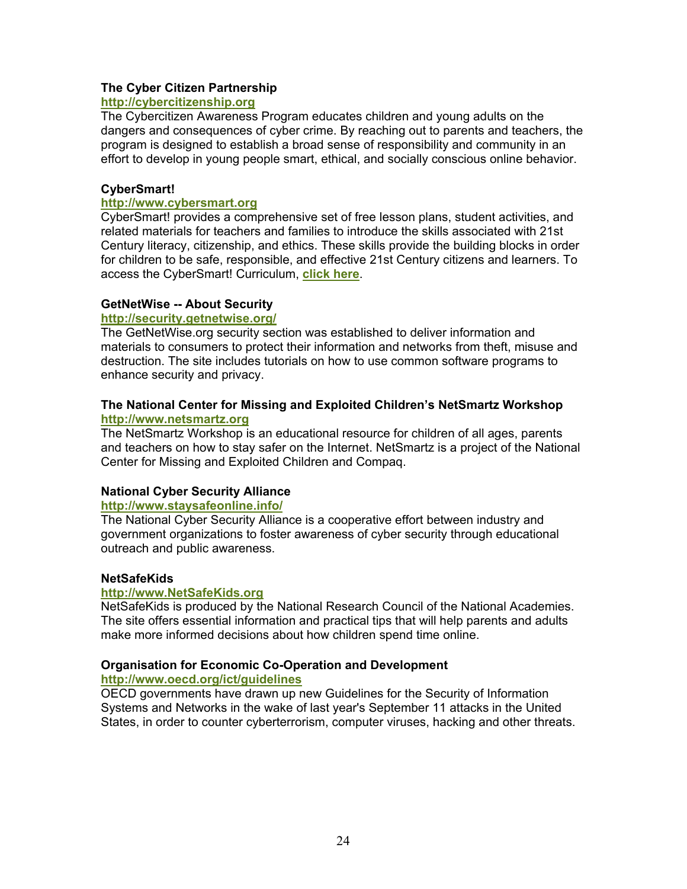**The Cyber Citizen Partnership**
http://cybercitizenship.org
The Cybercitizen Awareness Program educates children and young adults on the dangers and consequences of cyber crime. By reaching out to parents and teachers, the program is designed to establish a broad sense of responsibility and community in an effort to develop in young people smart, ethical, and socially conscious online behavior.

**CyberSmart!**
http://www.cybersmart.org
CyberSmart! provides a comprehensive set of free lesson plans, student activities, and related materials for teachers and families to introduce the skills associated with 21st Century literacy, citizenship, and ethics. These skills provide the building blocks in order for children to be safe, responsible, and effective 21st Century citizens and learners. To access the CyberSmart! Curriculum, **click here**.

**GetNetWise -- About Security**
http://security.getnetwise.org/
The GetNetWise.org security section was established to deliver information and materials to consumers to protect their information and networks from theft, misuse and destruction. The site includes tutorials on how to use common software programs to enhance security and privacy.

**The National Center for Missing and Exploited Children's NetSmartz Workshop**
http://www.netsmartz.org
The NetSmartz Workshop is an educational resource for children of all ages, parents and teachers on how to stay safer on the Internet. NetSmartz is a project of the National Center for Missing and Exploited Children and Compaq.

**National Cyber Security Alliance**
http://www.staysafeonline.info/
The National Cyber Security Alliance is a cooperative effort between industry and government organizations to foster awareness of cyber security through educational outreach and public awareness.

**NetSafeKids**
http://www.NetSafeKids.org
NetSafeKids is produced by the National Research Council of the National Academies. The site offers essential information and practical tips that will help parents and adults make more informed decisions about how children spend time online.

**Organisation for Economic Co-Operation and Development**
http://www.oecd.org/ict/guidelines
OECD governments have drawn up new Guidelines for the Security of Information Systems and Networks in the wake of last year's September 11 attacks in the United States, in order to counter cyberterrorism, computer viruses, hacking and other threats.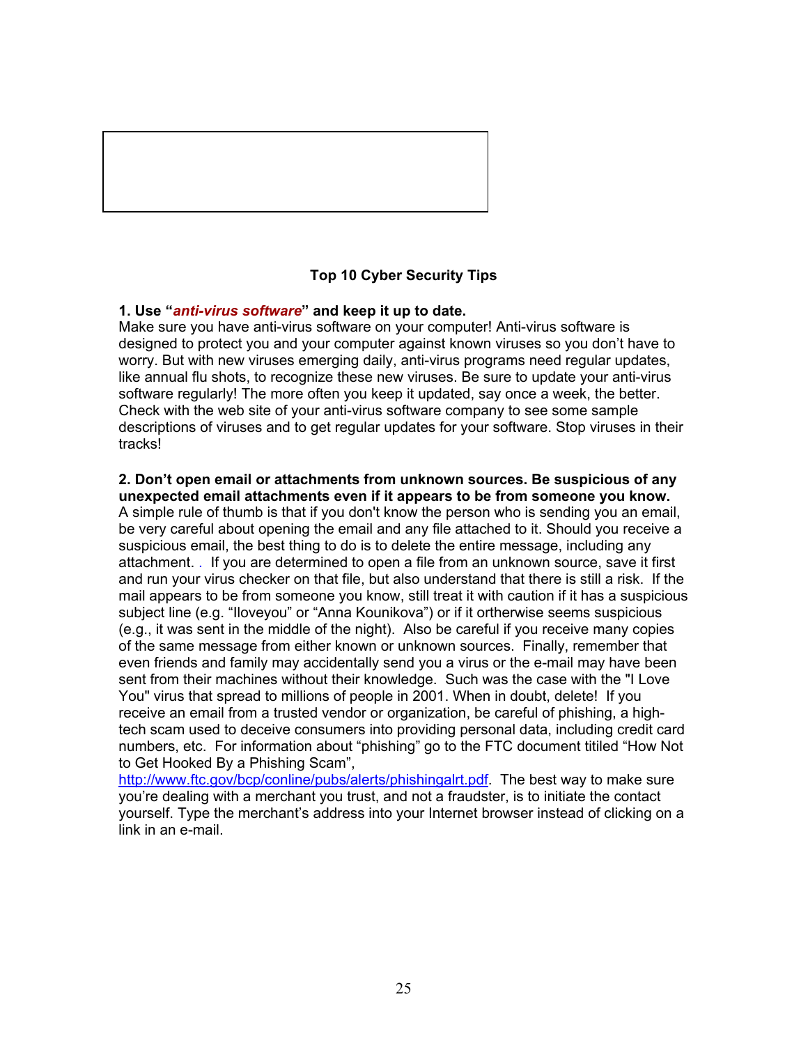## Top 10 Cyber Security Tips

**1. Use "*anti-virus software*" and keep it up to date.**
Make sure you have anti-virus software on your computer! Anti-virus software is designed to protect you and your computer against known viruses so you don't have to worry. But with new viruses emerging daily, anti-virus programs need regular updates, like annual flu shots, to recognize these new viruses. Be sure to update your anti-virus software regularly! The more often you keep it updated, say once a week, the better. Check with the web site of your anti-virus software company to see some sample descriptions of viruses and to get regular updates for your software. Stop viruses in their tracks!

**2. Don't open email or attachments from unknown sources. Be suspicious of any unexpected email attachments even if it appears to be from someone you know.**
A simple rule of thumb is that if you don't know the person who is sending you an email, be very careful about opening the email and any file attached to it. Should you receive a suspicious email, the best thing to do is to delete the entire message, including any attachment. . If you are determined to open a file from an unknown source, save it first and run your virus checker on that file, but also understand that there is still a risk. If the mail appears to be from someone you know, still treat it with caution if it has a suspicious subject line (e.g. "Iloveyou" or "Anna Kounikova") or if it ortherwise seems suspicious (e.g., it was sent in the middle of the night). Also be careful if you receive many copies of the same message from either known or unknown sources. Finally, remember that even friends and family may accidentally send you a virus or the e-mail may have been sent from their machines without their knowledge. Such was the case with the "I Love You" virus that spread to millions of people in 2001. When in doubt, delete! If you receive an email from a trusted vendor or organization, be careful of phishing, a high-tech scam used to deceive consumers into providing personal data, including credit card numbers, etc. For information about "phishing" go to the FTC document titiled "How Not to Get Hooked By a Phishing Scam", http://www.ftc.gov/bcp/conline/pubs/alerts/phishingalrt.pdf. The best way to make sure you're dealing with a merchant you trust, and not a fraudster, is to initiate the contact yourself. Type the merchant's address into your Internet browser instead of clicking on a link in an e-mail.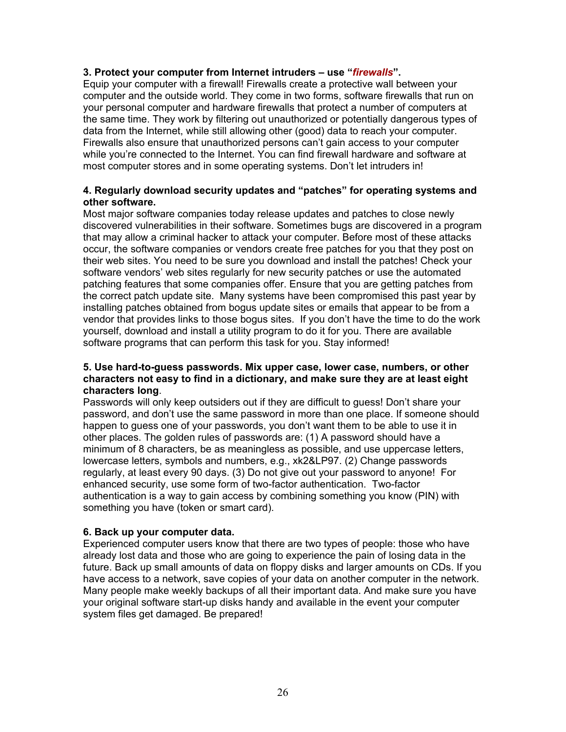**3. Protect your computer from Internet intruders – use "*firewalls*".**

Equip your computer with a firewall! Firewalls create a protective wall between your computer and the outside world. They come in two forms, software firewalls that run on your personal computer and hardware firewalls that protect a number of computers at the same time. They work by filtering out unauthorized or potentially dangerous types of data from the Internet, while still allowing other (good) data to reach your computer. Firewalls also ensure that unauthorized persons can't gain access to your computer while you're connected to the Internet. You can find firewall hardware and software at most computer stores and in some operating systems. Don't let intruders in!

**4. Regularly download security updates and "patches" for operating systems and other software.**

Most major software companies today release updates and patches to close newly discovered vulnerabilities in their software. Sometimes bugs are discovered in a program that may allow a criminal hacker to attack your computer. Before most of these attacks occur, the software companies or vendors create free patches for you that they post on their web sites. You need to be sure you download and install the patches! Check your software vendors' web sites regularly for new security patches or use the automated patching features that some companies offer. Ensure that you are getting patches from the correct patch update site. Many systems have been compromised this past year by installing patches obtained from bogus update sites or emails that appear to be from a vendor that provides links to those bogus sites. If you don't have the time to do the work yourself, download and install a utility program to do it for you. There are available software programs that can perform this task for you. Stay informed!

**5. Use hard-to-guess passwords. Mix upper case, lower case, numbers, or other characters not easy to find in a dictionary, and make sure they are at least eight characters long**.

Passwords will only keep outsiders out if they are difficult to guess! Don't share your password, and don't use the same password in more than one place. If someone should happen to guess one of your passwords, you don't want them to be able to use it in other places. The golden rules of passwords are: (1) A password should have a minimum of 8 characters, be as meaningless as possible, and use uppercase letters, lowercase letters, symbols and numbers, e.g., xk2&LP97. (2) Change passwords regularly, at least every 90 days. (3) Do not give out your password to anyone! For enhanced security, use some form of two-factor authentication. Two-factor authentication is a way to gain access by combining something you know (PIN) with something you have (token or smart card).

**6. Back up your computer data.**

Experienced computer users know that there are two types of people: those who have already lost data and those who are going to experience the pain of losing data in the future. Back up small amounts of data on floppy disks and larger amounts on CDs. If you have access to a network, save copies of your data on another computer in the network. Many people make weekly backups of all their important data. And make sure you have your original software start-up disks handy and available in the event your computer system files get damaged. Be prepared!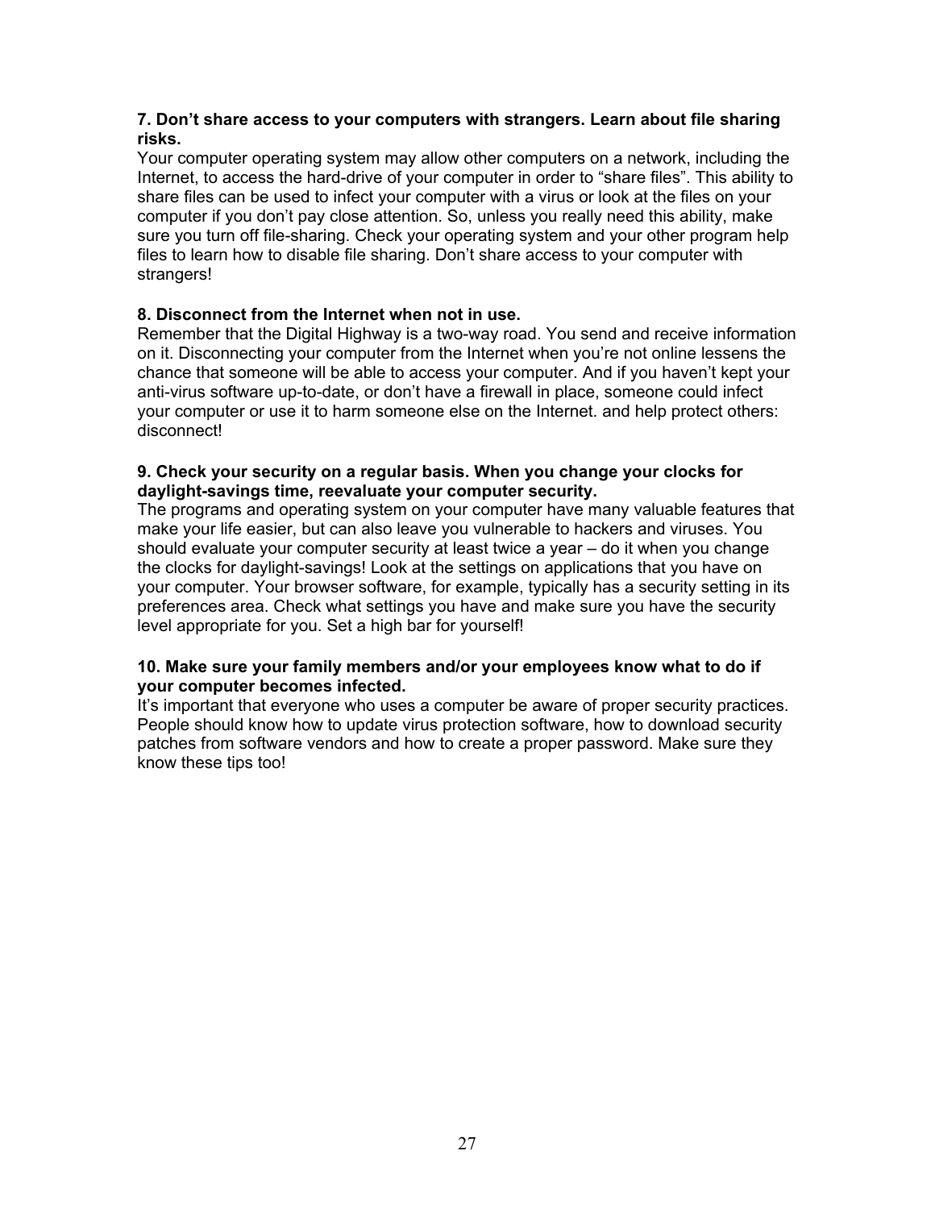**7. Don't share access to your computers with strangers. Learn about file sharing risks.**

Your computer operating system may allow other computers on a network, including the Internet, to access the hard-drive of your computer in order to "share files". This ability to share files can be used to infect your computer with a virus or look at the files on your computer if you don't pay close attention. So, unless you really need this ability, make sure you turn off file-sharing. Check your operating system and your other program help files to learn how to disable file sharing. Don't share access to your computer with strangers!

**8. Disconnect from the Internet when not in use.**

Remember that the Digital Highway is a two-way road. You send and receive information on it. Disconnecting your computer from the Internet when you're not online lessens the chance that someone will be able to access your computer. And if you haven't kept your anti-virus software up-to-date, or don't have a firewall in place, someone could infect your computer or use it to harm someone else on the Internet. and help protect others: disconnect!

**9. Check your security on a regular basis. When you change your clocks for daylight-savings time, reevaluate your computer security.**

The programs and operating system on your computer have many valuable features that make your life easier, but can also leave you vulnerable to hackers and viruses. You should evaluate your computer security at least twice a year – do it when you change the clocks for daylight-savings! Look at the settings on applications that you have on your computer. Your browser software, for example, typically has a security setting in its preferences area. Check what settings you have and make sure you have the security level appropriate for you. Set a high bar for yourself!

**10. Make sure your family members and/or your employees know what to do if your computer becomes infected.**

It's important that everyone who uses a computer be aware of proper security practices. People should know how to update virus protection software, how to download security patches from software vendors and how to create a proper password. Make sure they know these tips too!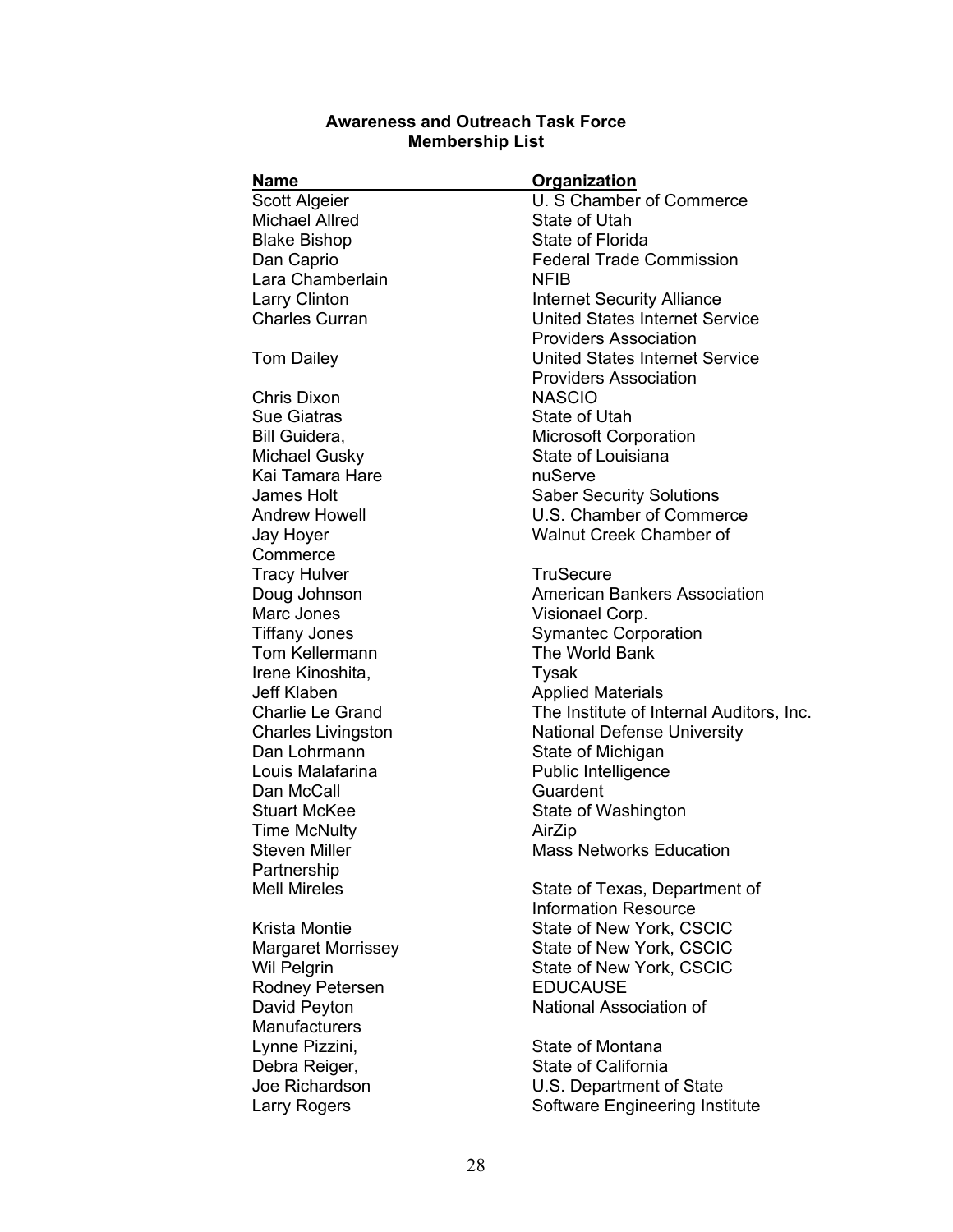**Awareness and Outreach Task Force**
**Membership List**

| Name | Organization |
|---|---|
| Scott Algeier | U. S Chamber of Commerce |
| Michael Allred | State of Utah |
| Blake Bishop | State of Florida |
| Dan Caprio | Federal Trade Commission |
| Lara Chamberlain | NFIB |
| Larry Clinton | Internet Security Alliance |
| Charles Curran | United States Internet Service Providers Association |
| Tom Dailey | United States Internet Service Providers Association |
| Chris Dixon | NASCIO |
| Sue Giatras | State of Utah |
| Bill Guidera, | Microsoft Corporation |
| Michael Gusky | State of Louisiana |
| Kai Tamara Hare | nuServe |
| James Holt | Saber Security Solutions |
| Andrew Howell | U.S. Chamber of Commerce |
| Jay Hoyer | Walnut Creek Chamber of Commerce |
| Tracy Hulver | TruSecure |
| Doug Johnson | American Bankers Association |
| Marc Jones | Visionael Corp. |
| Tiffany Jones | Symantec Corporation |
| Tom Kellermann | The World Bank |
| Irene Kinoshita, | Tysak |
| Jeff Klaben | Applied Materials |
| Charlie Le Grand | The Institute of Internal Auditors, Inc. |
| Charles Livingston | National Defense University |
| Dan Lohrmann | State of Michigan |
| Louis Malafarina | Public Intelligence |
| Dan McCall | Guardent |
| Stuart McKee | State of Washington |
| Time McNulty | AirZip |
| Steven Miller | Mass Networks Education Partnership |
| Mell Mireles | State of Texas, Department of Information Resource |
| Krista Montie | State of New York, CSCIC |
| Margaret Morrissey | State of New York, CSCIC |
| Wil Pelgrin | State of New York, CSCIC |
| Rodney Petersen | EDUCAUSE |
| David Peyton | National Association of Manufacturers |
| Lynne Pizzini, | State of Montana |
| Debra Reiger, | State of California |
| Joe Richardson | U.S. Department of State |
| Larry Rogers | Software Engineering Institute |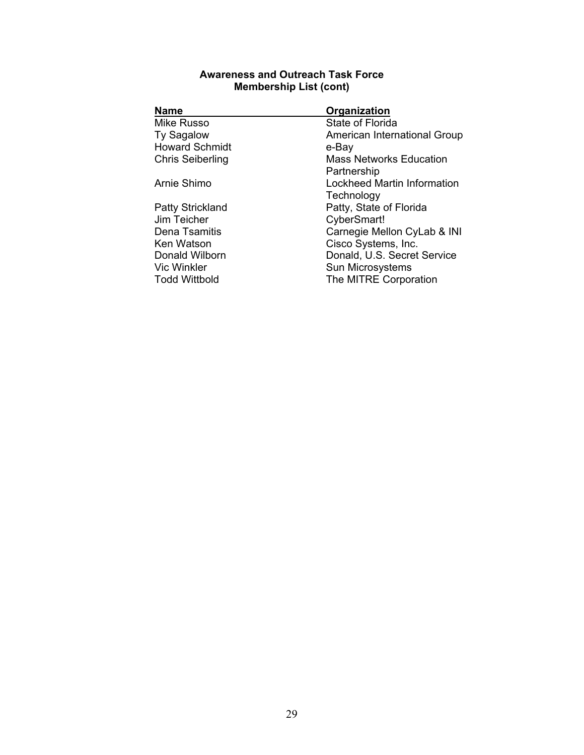**Awareness and Outreach Task Force**
**Membership List (cont)**

| Name | Organization |
|---|---|
| Mike Russo | State of Florida |
| Ty Sagalow | American International Group |
| Howard Schmidt | e-Bay |
| Chris Seiberling | Mass Networks Education Partnership |
| Arnie Shimo | Lockheed Martin Information Technology |
| Patty Strickland | Patty, State of Florida |
| Jim Teicher | CyberSmart! |
| Dena Tsamitis | Carnegie Mellon CyLab & INI |
| Ken Watson | Cisco Systems, Inc. |
| Donald Wilborn | Donald, U.S. Secret Service |
| Vic Winkler | Sun Microsystems |
| Todd Wittbold | The MITRE Corporation |